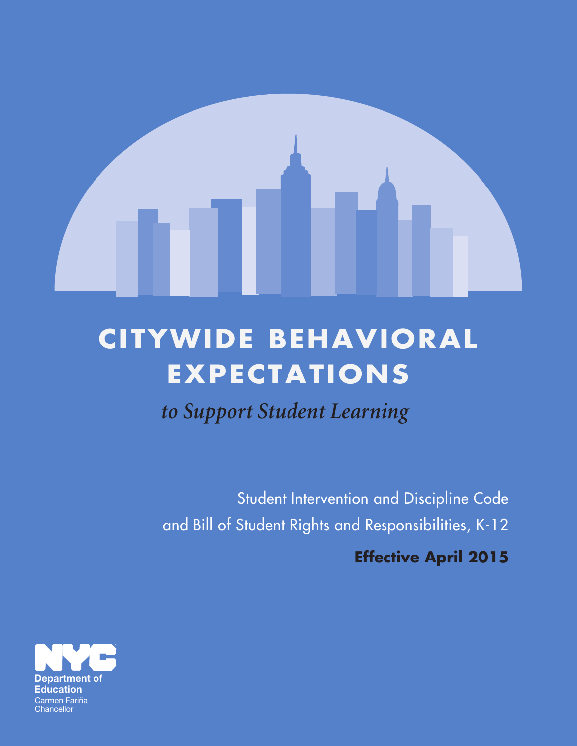# CITYWIDE BEHAVIORAL EXPECTATIONS

*to Support Student Learning*

Student Intervention and Discipline Code
and Bill of Student Rights and Responsibilities, K-12

**Effective April 2015**

NYC
Department of
Education
Carmen Fariña
Chancellor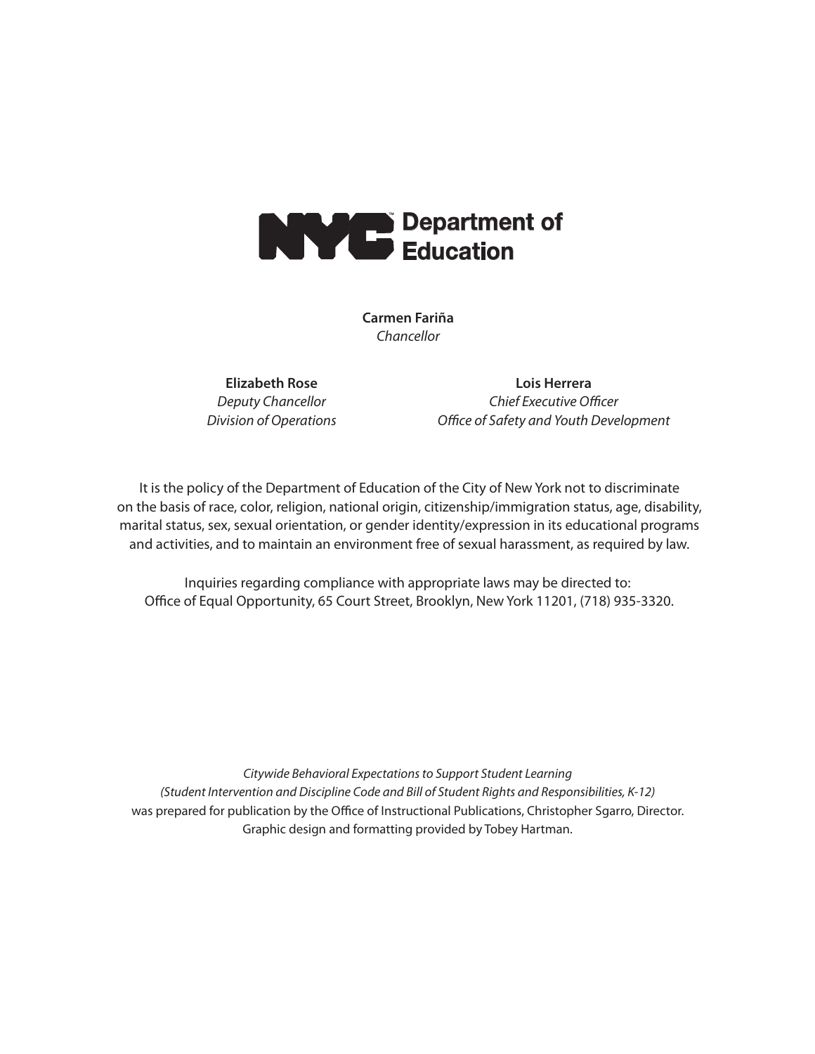NYC Department of Education

**Carmen Fariña**
*Chancellor*

**Elizabeth Rose**
*Deputy Chancellor*
*Division of Operations*

**Lois Herrera**
*Chief Executive Officer*
*Office of Safety and Youth Development*

It is the policy of the Department of Education of the City of New York not to discriminate on the basis of race, color, religion, national origin, citizenship/immigration status, age, disability, marital status, sex, sexual orientation, or gender identity/expression in its educational programs and activities, and to maintain an environment free of sexual harassment, as required by law.

Inquiries regarding compliance with appropriate laws may be directed to:
Office of Equal Opportunity, 65 Court Street, Brooklyn, New York 11201, (718) 935-3320.

*Citywide Behavioral Expectations to Support Student Learning*
*(Student Intervention and Discipline Code and Bill of Student Rights and Responsibilities, K-12)*
was prepared for publication by the Office of Instructional Publications, Christopher Sgarro, Director.
Graphic design and formatting provided by Tobey Hartman.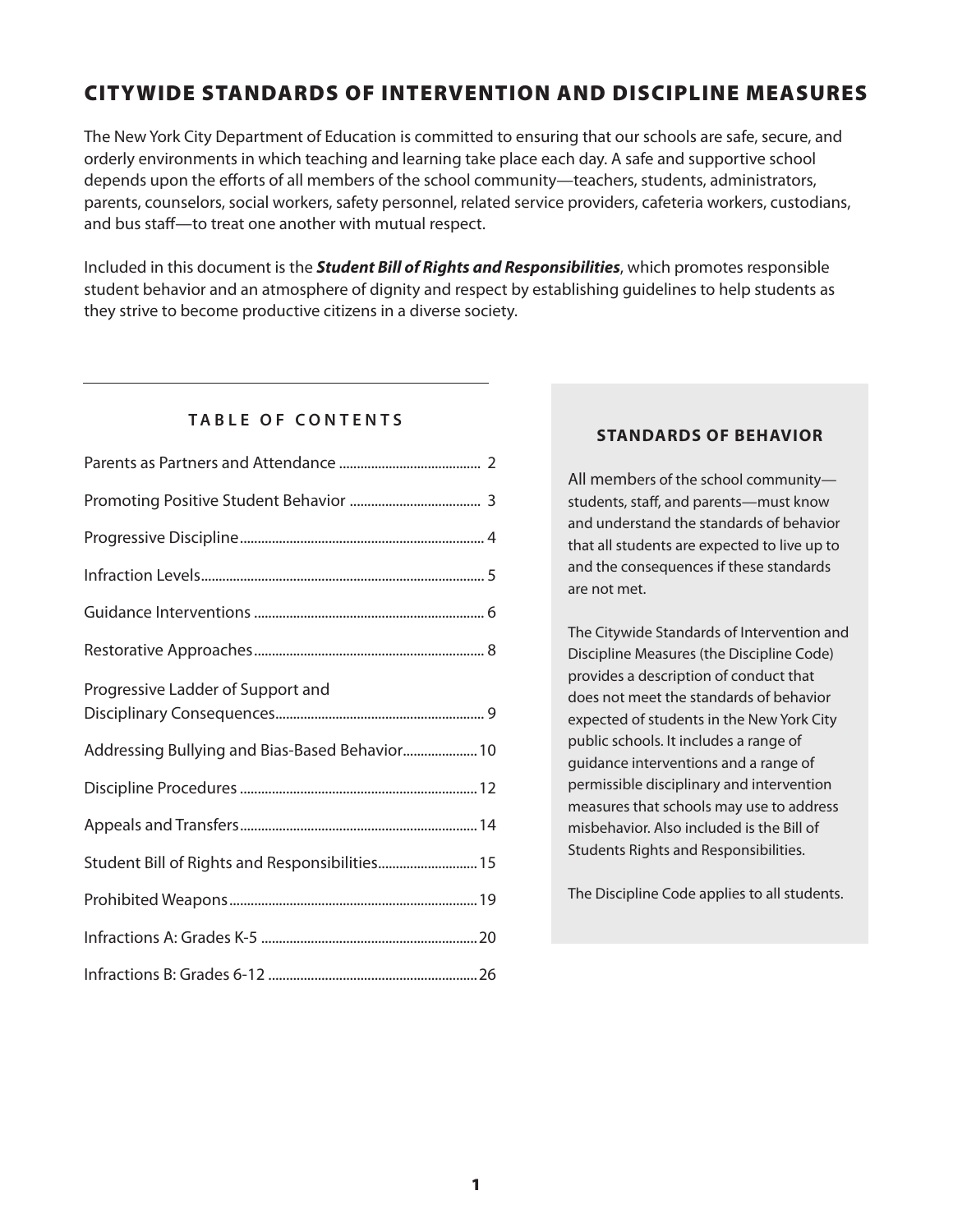# CITYWIDE STANDARDS OF INTERVENTION AND DISCIPLINE MEASURES

The New York City Department of Education is committed to ensuring that our schools are safe, secure, and orderly environments in which teaching and learning take place each day. A safe and supportive school depends upon the efforts of all members of the school community—teachers, students, administrators, parents, counselors, social workers, safety personnel, related service providers, cafeteria workers, custodians, and bus staff—to treat one another with mutual respect.

Included in this document is the ***Student Bill of Rights and Responsibilities***, which promotes responsible student behavior and an atmosphere of dignity and respect by establishing guidelines to help students as they strive to become productive citizens in a diverse society.

## TABLE OF CONTENTS

| Section | Page |
|---|---|
| Parents as Partners and Attendance | 2 |
| Promoting Positive Student Behavior | 3 |
| Progressive Discipline | 4 |
| Infraction Levels | 5 |
| Guidance Interventions | 6 |
| Restorative Approaches | 8 |
| Progressive Ladder of Support and Disciplinary Consequences | 9 |
| Addressing Bullying and Bias-Based Behavior | 10 |
| Discipline Procedures | 12 |
| Appeals and Transfers | 14 |
| Student Bill of Rights and Responsibilities | 15 |
| Prohibited Weapons | 19 |
| Infractions A: Grades K-5 | 20 |
| Infractions B: Grades 6-12 | 26 |

### STANDARDS OF BEHAVIOR

All members of the school community—students, staff, and parents—must know and understand the standards of behavior that all students are expected to live up to and the consequences if these standards are not met.

The Citywide Standards of Intervention and Discipline Measures (the Discipline Code) provides a description of conduct that does not meet the standards of behavior expected of students in the New York City public schools. It includes a range of guidance interventions and a range of permissible disciplinary and intervention measures that schools may use to address misbehavior. Also included is the Bill of Students Rights and Responsibilities.

The Discipline Code applies to all students.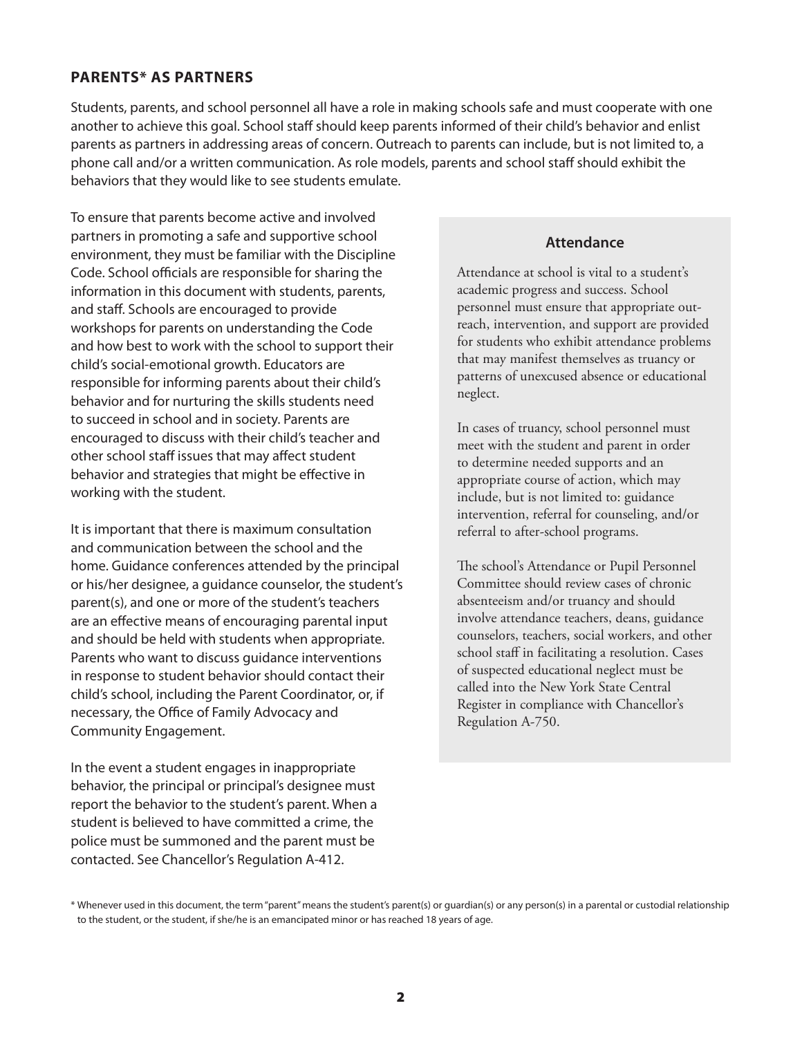## PARENTS* AS PARTNERS

Students, parents, and school personnel all have a role in making schools safe and must cooperate with one another to achieve this goal. School staff should keep parents informed of their child's behavior and enlist parents as partners in addressing areas of concern. Outreach to parents can include, but is not limited to, a phone call and/or a written communication. As role models, parents and school staff should exhibit the behaviors that they would like to see students emulate.

To ensure that parents become active and involved partners in promoting a safe and supportive school environment, they must be familiar with the Discipline Code. School officials are responsible for sharing the information in this document with students, parents, and staff. Schools are encouraged to provide workshops for parents on understanding the Code and how best to work with the school to support their child's social-emotional growth. Educators are responsible for informing parents about their child's behavior and for nurturing the skills students need to succeed in school and in society. Parents are encouraged to discuss with their child's teacher and other school staff issues that may affect student behavior and strategies that might be effective in working with the student.

It is important that there is maximum consultation and communication between the school and the home. Guidance conferences attended by the principal or his/her designee, a guidance counselor, the student's parent(s), and one or more of the student's teachers are an effective means of encouraging parental input and should be held with students when appropriate. Parents who want to discuss guidance interventions in response to student behavior should contact their child's school, including the Parent Coordinator, or, if necessary, the Office of Family Advocacy and Community Engagement.

In the event a student engages in inappropriate behavior, the principal or principal's designee must report the behavior to the student's parent. When a student is believed to have committed a crime, the police must be summoned and the parent must be contacted. See Chancellor's Regulation A-412.

### Attendance

Attendance at school is vital to a student's academic progress and success. School personnel must ensure that appropriate outreach, intervention, and support are provided for students who exhibit attendance problems that may manifest themselves as truancy or patterns of unexcused absence or educational neglect.

In cases of truancy, school personnel must meet with the student and parent in order to determine needed supports and an appropriate course of action, which may include, but is not limited to: guidance intervention, referral for counseling, and/or referral to after-school programs.

The school's Attendance or Pupil Personnel Committee should review cases of chronic absenteeism and/or truancy and should involve attendance teachers, deans, guidance counselors, teachers, social workers, and other school staff in facilitating a resolution. Cases of suspected educational neglect must be called into the New York State Central Register in compliance with Chancellor's Regulation A-750.

* Whenever used in this document, the term "parent" means the student's parent(s) or guardian(s) or any person(s) in a parental or custodial relationship to the student, or the student, if she/he is an emancipated minor or has reached 18 years of age.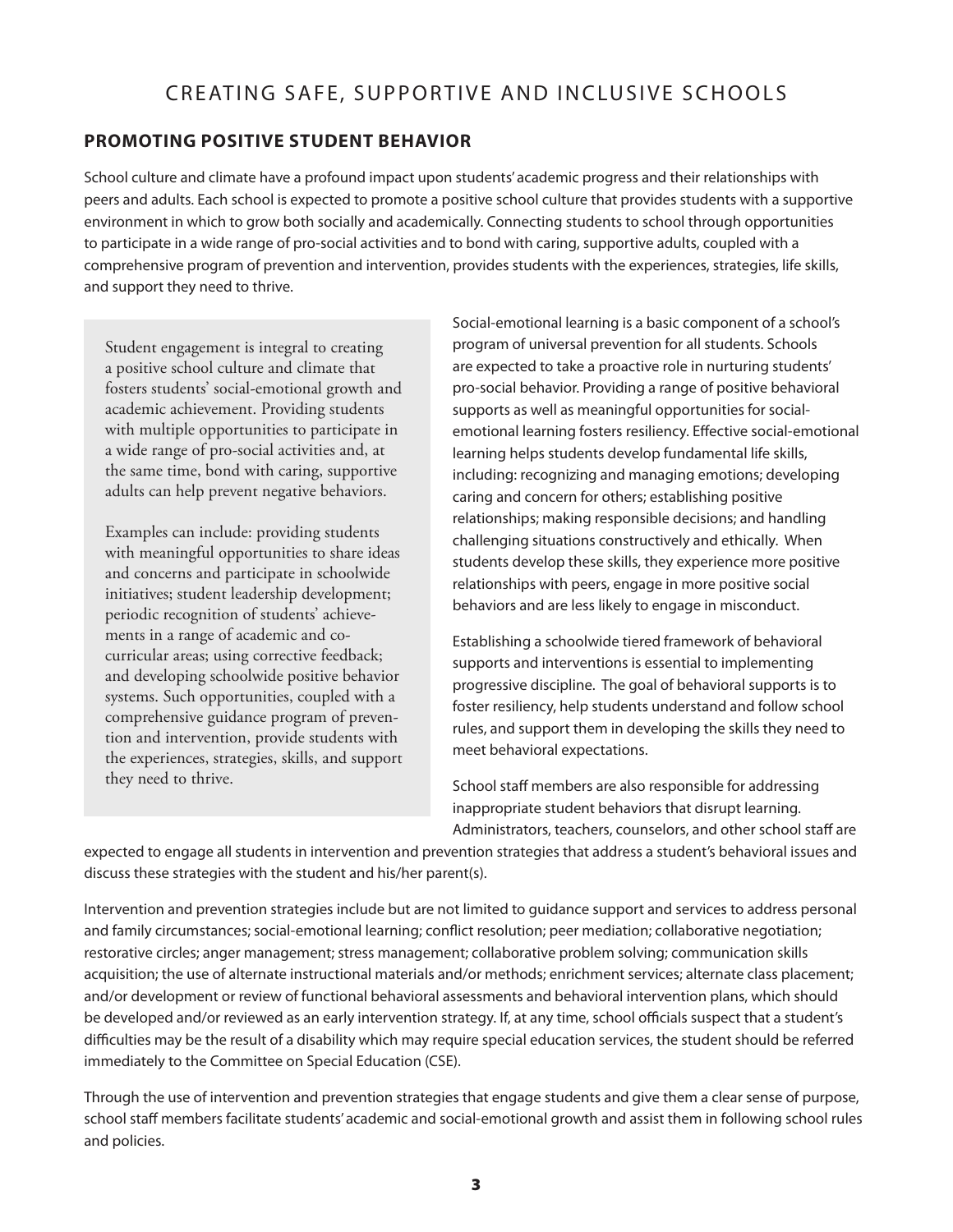# CREATING SAFE, SUPPORTIVE AND INCLUSIVE SCHOOLS

## PROMOTING POSITIVE STUDENT BEHAVIOR

School culture and climate have a profound impact upon students' academic progress and their relationships with peers and adults. Each school is expected to promote a positive school culture that provides students with a supportive environment in which to grow both socially and academically. Connecting students to school through opportunities to participate in a wide range of pro-social activities and to bond with caring, supportive adults, coupled with a comprehensive program of prevention and intervention, provides students with the experiences, strategies, life skills, and support they need to thrive.

> Student engagement is integral to creating a positive school culture and climate that fosters students' social-emotional growth and academic achievement. Providing students with multiple opportunities to participate in a wide range of pro-social activities and, at the same time, bond with caring, supportive adults can help prevent negative behaviors.
>
> Examples can include: providing students with meaningful opportunities to share ideas and concerns and participate in schoolwide initiatives; student leadership development; periodic recognition of students' achievements in a range of academic and co-curricular areas; using corrective feedback; and developing schoolwide positive behavior systems. Such opportunities, coupled with a comprehensive guidance program of prevention and intervention, provide students with the experiences, strategies, skills, and support they need to thrive.

Social-emotional learning is a basic component of a school's program of universal prevention for all students. Schools are expected to take a proactive role in nurturing students' pro-social behavior. Providing a range of positive behavioral supports as well as meaningful opportunities for social-emotional learning fosters resiliency. Effective social-emotional learning helps students develop fundamental life skills, including: recognizing and managing emotions; developing caring and concern for others; establishing positive relationships; making responsible decisions; and handling challenging situations constructively and ethically. When students develop these skills, they experience more positive relationships with peers, engage in more positive social behaviors and are less likely to engage in misconduct.

Establishing a schoolwide tiered framework of behavioral supports and interventions is essential to implementing progressive discipline. The goal of behavioral supports is to foster resiliency, help students understand and follow school rules, and support them in developing the skills they need to meet behavioral expectations.

School staff members are also responsible for addressing inappropriate student behaviors that disrupt learning. Administrators, teachers, counselors, and other school staff are expected to engage all students in intervention and prevention strategies that address a student's behavioral issues and discuss these strategies with the student and his/her parent(s).

Intervention and prevention strategies include but are not limited to guidance support and services to address personal and family circumstances; social-emotional learning; conflict resolution; peer mediation; collaborative negotiation; restorative circles; anger management; stress management; collaborative problem solving; communication skills acquisition; the use of alternate instructional materials and/or methods; enrichment services; alternate class placement; and/or development or review of functional behavioral assessments and behavioral intervention plans, which should be developed and/or reviewed as an early intervention strategy. If, at any time, school officials suspect that a student's difficulties may be the result of a disability which may require special education services, the student should be referred immediately to the Committee on Special Education (CSE).

Through the use of intervention and prevention strategies that engage students and give them a clear sense of purpose, school staff members facilitate students' academic and social-emotional growth and assist them in following school rules and policies.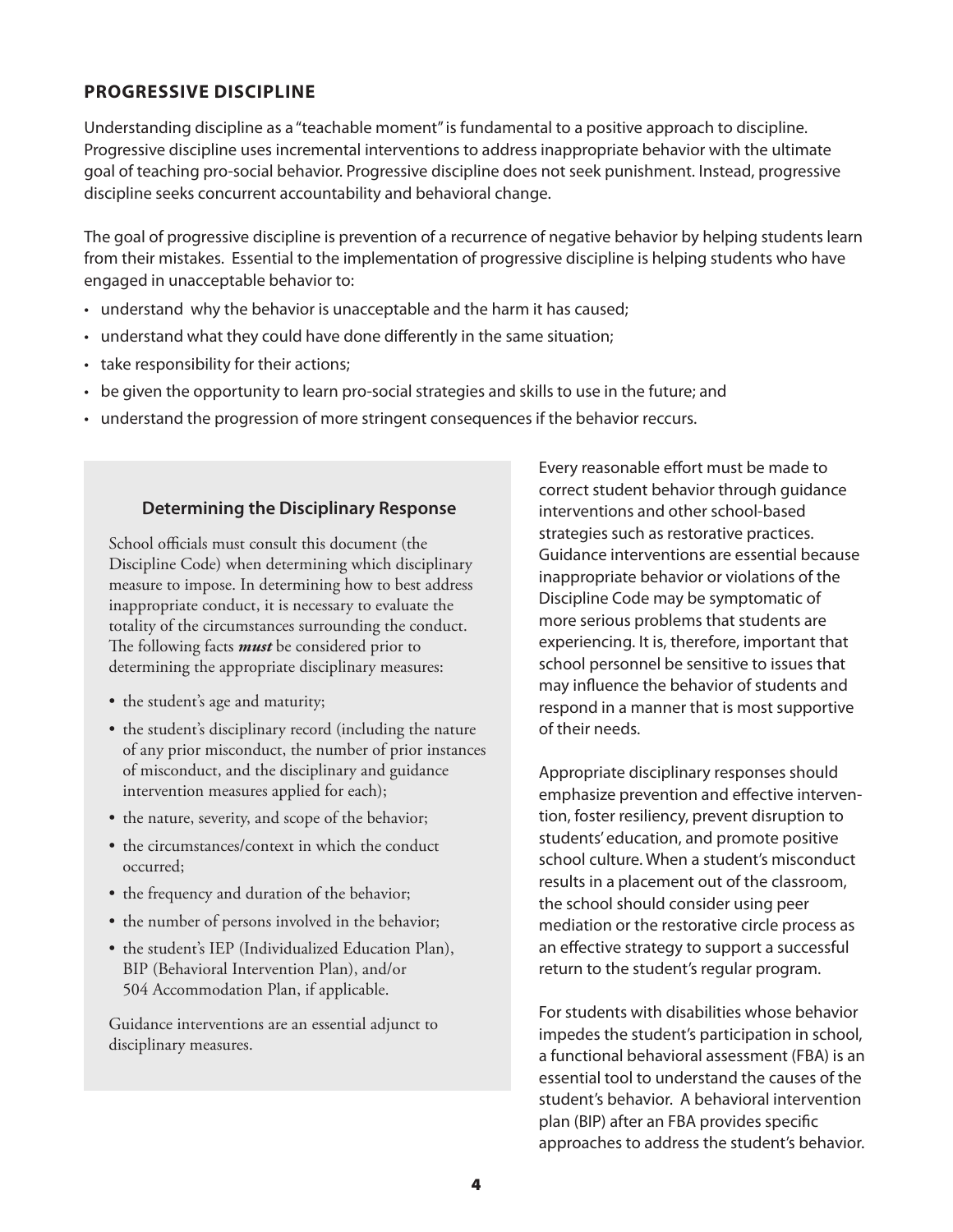## PROGRESSIVE DISCIPLINE

Understanding discipline as a "teachable moment" is fundamental to a positive approach to discipline. Progressive discipline uses incremental interventions to address inappropriate behavior with the ultimate goal of teaching pro-social behavior. Progressive discipline does not seek punishment. Instead, progressive discipline seeks concurrent accountability and behavioral change.

The goal of progressive discipline is prevention of a recurrence of negative behavior by helping students learn from their mistakes. Essential to the implementation of progressive discipline is helping students who have engaged in unacceptable behavior to:

- understand why the behavior is unacceptable and the harm it has caused;
- understand what they could have done differently in the same situation;
- take responsibility for their actions;
- be given the opportunity to learn pro-social strategies and skills to use in the future; and
- understand the progression of more stringent consequences if the behavior reccurs.

### Determining the Disciplinary Response

School officials must consult this document (the Discipline Code) when determining which disciplinary measure to impose. In determining how to best address inappropriate conduct, it is necessary to evaluate the totality of the circumstances surrounding the conduct. The following facts ***must*** be considered prior to determining the appropriate disciplinary measures:

- the student's age and maturity;
- the student's disciplinary record (including the nature of any prior misconduct, the number of prior instances of misconduct, and the disciplinary and guidance intervention measures applied for each);
- the nature, severity, and scope of the behavior;
- the circumstances/context in which the conduct occurred;
- the frequency and duration of the behavior;
- the number of persons involved in the behavior;
- the student's IEP (Individualized Education Plan), BIP (Behavioral Intervention Plan), and/or 504 Accommodation Plan, if applicable.

Guidance interventions are an essential adjunct to disciplinary measures.

Every reasonable effort must be made to correct student behavior through guidance interventions and other school-based strategies such as restorative practices. Guidance interventions are essential because inappropriate behavior or violations of the Discipline Code may be symptomatic of more serious problems that students are experiencing. It is, therefore, important that school personnel be sensitive to issues that may influence the behavior of students and respond in a manner that is most supportive of their needs.

Appropriate disciplinary responses should emphasize prevention and effective intervention, foster resiliency, prevent disruption to students' education, and promote positive school culture. When a student's misconduct results in a placement out of the classroom, the school should consider using peer mediation or the restorative circle process as an effective strategy to support a successful return to the student's regular program.

For students with disabilities whose behavior impedes the student's participation in school, a functional behavioral assessment (FBA) is an essential tool to understand the causes of the student's behavior. A behavioral intervention plan (BIP) after an FBA provides specific approaches to address the student's behavior.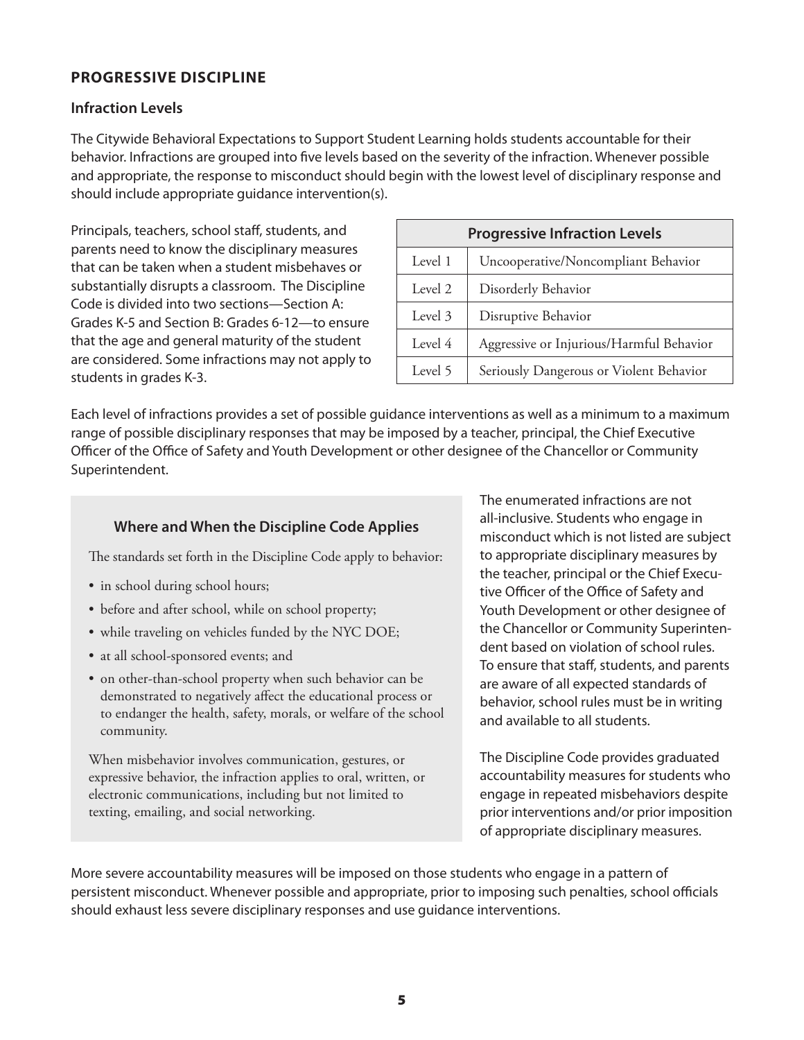## PROGRESSIVE DISCIPLINE

### Infraction Levels

The Citywide Behavioral Expectations to Support Student Learning holds students accountable for their behavior. Infractions are grouped into five levels based on the severity of the infraction. Whenever possible and appropriate, the response to misconduct should begin with the lowest level of disciplinary response and should include appropriate guidance intervention(s).

Principals, teachers, school staff, students, and parents need to know the disciplinary measures that can be taken when a student misbehaves or substantially disrupts a classroom. The Discipline Code is divided into two sections—Section A: Grades K-5 and Section B: Grades 6-12—to ensure that the age and general maturity of the student are considered. Some infractions may not apply to students in grades K-3.

| Progressive Infraction Levels | |
|---|---|
| Level 1 | Uncooperative/Noncompliant Behavior |
| Level 2 | Disorderly Behavior |
| Level 3 | Disruptive Behavior |
| Level 4 | Aggressive or Injurious/Harmful Behavior |
| Level 5 | Seriously Dangerous or Violent Behavior |

Each level of infractions provides a set of possible guidance interventions as well as a minimum to a maximum range of possible disciplinary responses that may be imposed by a teacher, principal, the Chief Executive Officer of the Office of Safety and Youth Development or other designee of the Chancellor or Community Superintendent.

#### Where and When the Discipline Code Applies

The standards set forth in the Discipline Code apply to behavior:

- in school during school hours;
- before and after school, while on school property;
- while traveling on vehicles funded by the NYC DOE;
- at all school-sponsored events; and
- on other-than-school property when such behavior can be demonstrated to negatively affect the educational process or to endanger the health, safety, morals, or welfare of the school community.

When misbehavior involves communication, gestures, or expressive behavior, the infraction applies to oral, written, or electronic communications, including but not limited to texting, emailing, and social networking.

The enumerated infractions are not all-inclusive. Students who engage in misconduct which is not listed are subject to appropriate disciplinary measures by the teacher, principal or the Chief Executive Officer of the Office of Safety and Youth Development or other designee of the Chancellor or Community Superintendent based on violation of school rules. To ensure that staff, students, and parents are aware of all expected standards of behavior, school rules must be in writing and available to all students.

The Discipline Code provides graduated accountability measures for students who engage in repeated misbehaviors despite prior interventions and/or prior imposition of appropriate disciplinary measures.

More severe accountability measures will be imposed on those students who engage in a pattern of persistent misconduct. Whenever possible and appropriate, prior to imposing such penalties, school officials should exhaust less severe disciplinary responses and use guidance interventions.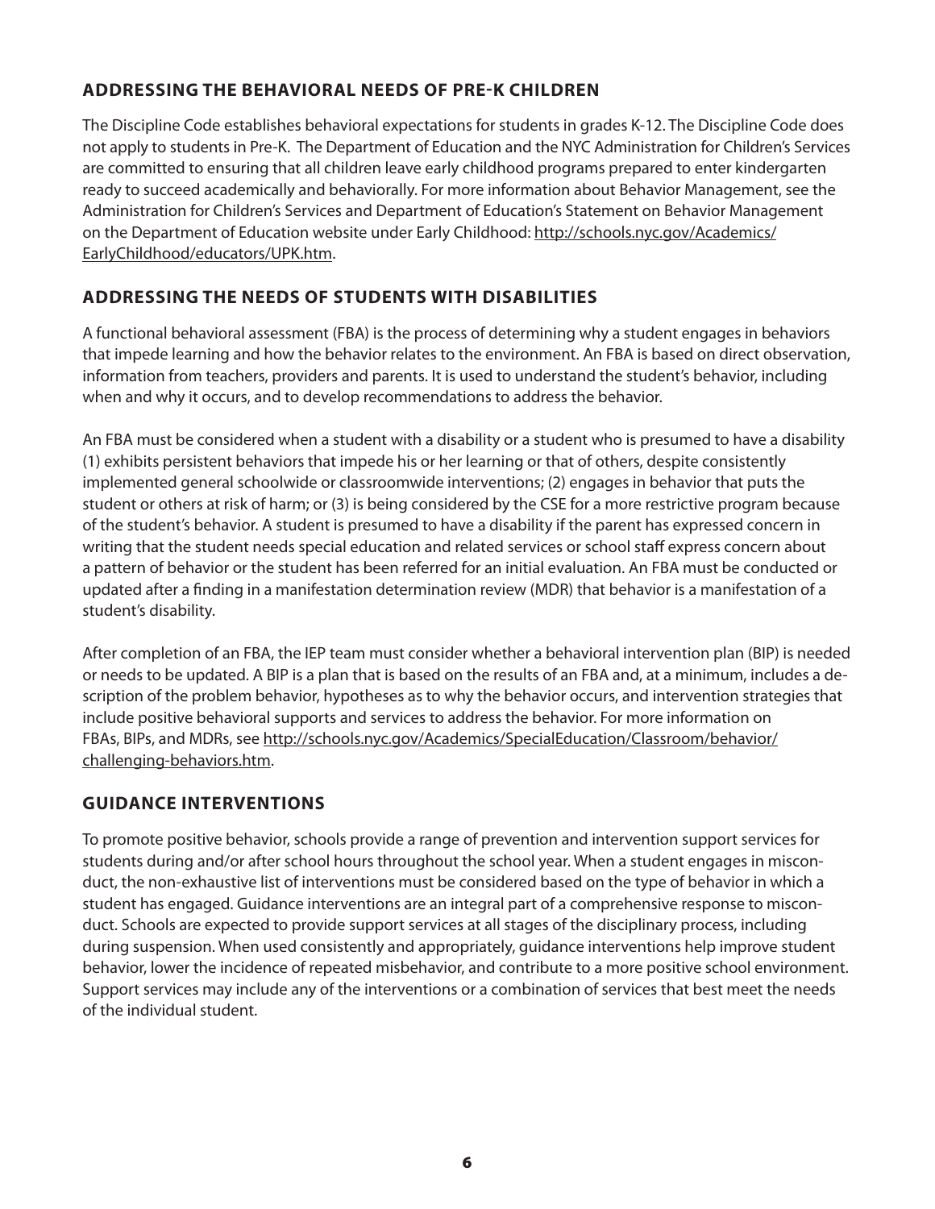## ADDRESSING THE BEHAVIORAL NEEDS OF PRE-K CHILDREN

The Discipline Code establishes behavioral expectations for students in grades K-12. The Discipline Code does not apply to students in Pre-K. The Department of Education and the NYC Administration for Children's Services are committed to ensuring that all children leave early childhood programs prepared to enter kindergarten ready to succeed academically and behaviorally. For more information about Behavior Management, see the Administration for Children's Services and Department of Education's Statement on Behavior Management on the Department of Education website under Early Childhood: http://schools.nyc.gov/Academics/EarlyChildhood/educators/UPK.htm.

## ADDRESSING THE NEEDS OF STUDENTS WITH DISABILITIES

A functional behavioral assessment (FBA) is the process of determining why a student engages in behaviors that impede learning and how the behavior relates to the environment. An FBA is based on direct observation, information from teachers, providers and parents. It is used to understand the student's behavior, including when and why it occurs, and to develop recommendations to address the behavior.

An FBA must be considered when a student with a disability or a student who is presumed to have a disability (1) exhibits persistent behaviors that impede his or her learning or that of others, despite consistently implemented general schoolwide or classroomwide interventions; (2) engages in behavior that puts the student or others at risk of harm; or (3) is being considered by the CSE for a more restrictive program because of the student's behavior. A student is presumed to have a disability if the parent has expressed concern in writing that the student needs special education and related services or school staff express concern about a pattern of behavior or the student has been referred for an initial evaluation. An FBA must be conducted or updated after a finding in a manifestation determination review (MDR) that behavior is a manifestation of a student's disability.

After completion of an FBA, the IEP team must consider whether a behavioral intervention plan (BIP) is needed or needs to be updated. A BIP is a plan that is based on the results of an FBA and, at a minimum, includes a description of the problem behavior, hypotheses as to why the behavior occurs, and intervention strategies that include positive behavioral supports and services to address the behavior. For more information on FBAs, BIPs, and MDRs, see http://schools.nyc.gov/Academics/SpecialEducation/Classroom/behavior/challenging-behaviors.htm.

## GUIDANCE INTERVENTIONS

To promote positive behavior, schools provide a range of prevention and intervention support services for students during and/or after school hours throughout the school year. When a student engages in misconduct, the non-exhaustive list of interventions must be considered based on the type of behavior in which a student has engaged. Guidance interventions are an integral part of a comprehensive response to misconduct. Schools are expected to provide support services at all stages of the disciplinary process, including during suspension. When used consistently and appropriately, guidance interventions help improve student behavior, lower the incidence of repeated misbehavior, and contribute to a more positive school environment. Support services may include any of the interventions or a combination of services that best meet the needs of the individual student.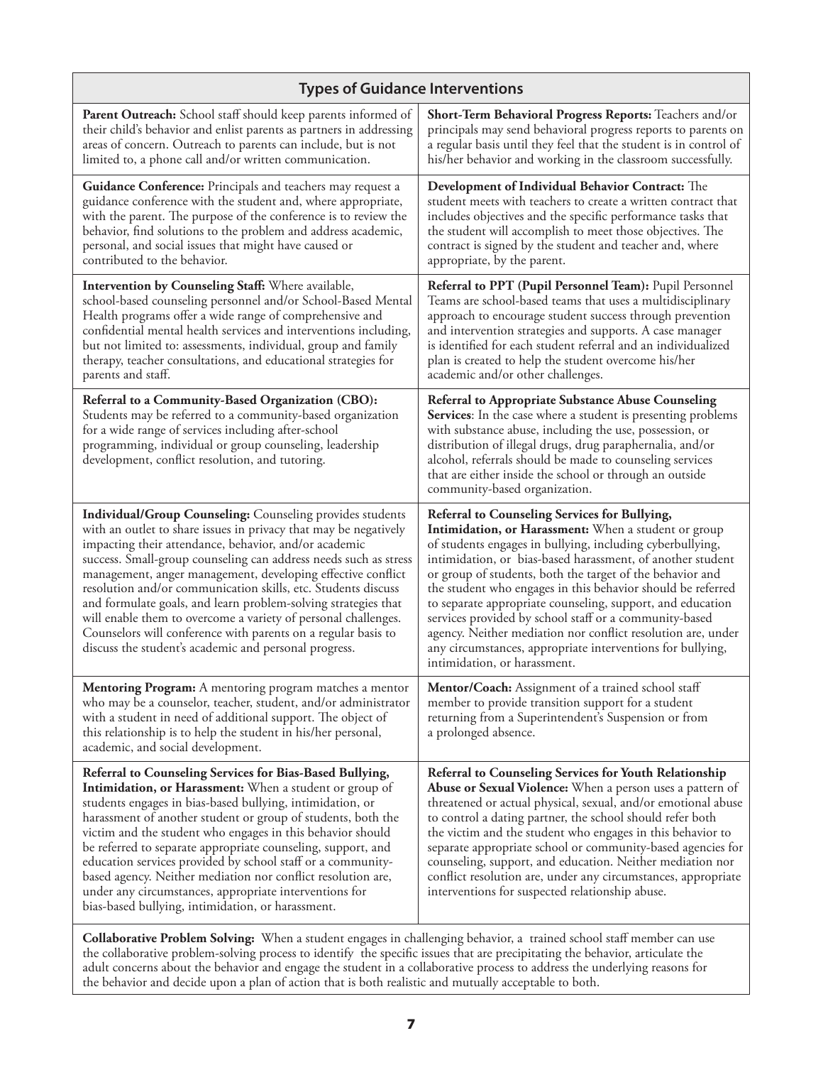## Types of Guidance Interventions

**Parent Outreach:** School staff should keep parents informed of their child's behavior and enlist parents as partners in addressing areas of concern. Outreach to parents can include, but is not limited to, a phone call and/or written communication.

**Short-Term Behavioral Progress Reports:** Teachers and/or principals may send behavioral progress reports to parents on a regular basis until they feel that the student is in control of his/her behavior and working in the classroom successfully.

**Guidance Conference:** Principals and teachers may request a guidance conference with the student and, where appropriate, with the parent. The purpose of the conference is to review the behavior, find solutions to the problem and address academic, personal, and social issues that might have caused or contributed to the behavior.

**Development of Individual Behavior Contract:** The student meets with teachers to create a written contract that includes objectives and the specific performance tasks that the student will accomplish to meet those objectives. The contract is signed by the student and teacher and, where appropriate, by the parent.

**Intervention by Counseling Staff:** Where available, school-based counseling personnel and/or School-Based Mental Health programs offer a wide range of comprehensive and confidential mental health services and interventions including, but not limited to: assessments, individual, group and family therapy, teacher consultations, and educational strategies for parents and staff.

**Referral to PPT (Pupil Personnel Team):** Pupil Personnel Teams are school-based teams that uses a multidisciplinary approach to encourage student success through prevention and intervention strategies and supports. A case manager is identified for each student referral and an individualized plan is created to help the student overcome his/her academic and/or other challenges.

**Referral to a Community-Based Organization (CBO):** Students may be referred to a community-based organization for a wide range of services including after-school programming, individual or group counseling, leadership development, conflict resolution, and tutoring.

**Referral to Appropriate Substance Abuse Counseling Services**: In the case where a student is presenting problems with substance abuse, including the use, possession, or distribution of illegal drugs, drug paraphernalia, and/or alcohol, referrals should be made to counseling services that are either inside the school or through an outside community-based organization.

**Individual/Group Counseling:** Counseling provides students with an outlet to share issues in privacy that may be negatively impacting their attendance, behavior, and/or academic success. Small-group counseling can address needs such as stress management, anger management, developing effective conflict resolution and/or communication skills, etc. Students discuss and formulate goals, and learn problem-solving strategies that will enable them to overcome a variety of personal challenges. Counselors will conference with parents on a regular basis to discuss the student's academic and personal progress.

**Referral to Counseling Services for Bullying, Intimidation, or Harassment:** When a student or group of students engages in bullying, including cyberbullying, intimidation, or bias-based harassment, of another student or group of students, both the target of the behavior and the student who engages in this behavior should be referred to separate appropriate counseling, support, and education services provided by school staff or a community-based agency. Neither mediation nor conflict resolution are, under any circumstances, appropriate interventions for bullying, intimidation, or harassment.

**Mentoring Program:** A mentoring program matches a mentor who may be a counselor, teacher, student, and/or administrator with a student in need of additional support. The object of this relationship is to help the student in his/her personal, academic, and social development.

**Mentor/Coach:** Assignment of a trained school staff member to provide transition support for a student returning from a Superintendent's Suspension or from a prolonged absence.

**Referral to Counseling Services for Bias-Based Bullying, Intimidation, or Harassment:** When a student or group of students engages in bias-based bullying, intimidation, or harassment of another student or group of students, both the victim and the student who engages in this behavior should be referred to separate appropriate counseling, support, and education services provided by school staff or a community-based agency. Neither mediation nor conflict resolution are, under any circumstances, appropriate interventions for bias-based bullying, intimidation, or harassment.

**Referral to Counseling Services for Youth Relationship Abuse or Sexual Violence:** When a person uses a pattern of threatened or actual physical, sexual, and/or emotional abuse to control a dating partner, the school should refer both the victim and the student who engages in this behavior to separate appropriate school or community-based agencies for counseling, support, and education. Neither mediation nor conflict resolution are, under any circumstances, appropriate interventions for suspected relationship abuse.

**Collaborative Problem Solving:** When a student engages in challenging behavior, a trained school staff member can use the collaborative problem-solving process to identify the specific issues that are precipitating the behavior, articulate the adult concerns about the behavior and engage the student in a collaborative process to address the underlying reasons for the behavior and decide upon a plan of action that is both realistic and mutually acceptable to both.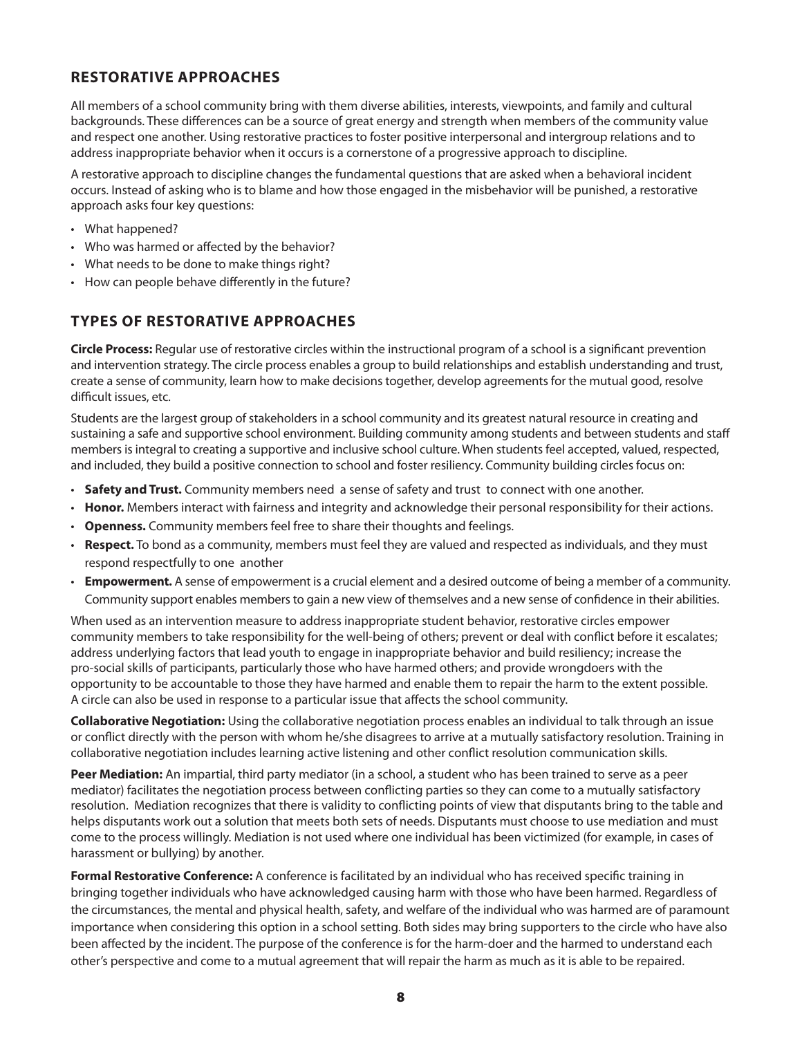## RESTORATIVE APPROACHES

All members of a school community bring with them diverse abilities, interests, viewpoints, and family and cultural backgrounds. These differences can be a source of great energy and strength when members of the community value and respect one another. Using restorative practices to foster positive interpersonal and intergroup relations and to address inappropriate behavior when it occurs is a cornerstone of a progressive approach to discipline.

A restorative approach to discipline changes the fundamental questions that are asked when a behavioral incident occurs. Instead of asking who is to blame and how those engaged in the misbehavior will be punished, a restorative approach asks four key questions:

- What happened?
- Who was harmed or affected by the behavior?
- What needs to be done to make things right?
- How can people behave differently in the future?

## TYPES OF RESTORATIVE APPROACHES

**Circle Process:** Regular use of restorative circles within the instructional program of a school is a significant prevention and intervention strategy. The circle process enables a group to build relationships and establish understanding and trust, create a sense of community, learn how to make decisions together, develop agreements for the mutual good, resolve difficult issues, etc.

Students are the largest group of stakeholders in a school community and its greatest natural resource in creating and sustaining a safe and supportive school environment. Building community among students and between students and staff members is integral to creating a supportive and inclusive school culture. When students feel accepted, valued, respected, and included, they build a positive connection to school and foster resiliency. Community building circles focus on:

- **Safety and Trust.** Community members need a sense of safety and trust to connect with one another.
- **Honor.** Members interact with fairness and integrity and acknowledge their personal responsibility for their actions.
- **Openness.** Community members feel free to share their thoughts and feelings.
- **Respect.** To bond as a community, members must feel they are valued and respected as individuals, and they must respond respectfully to one another
- **Empowerment.** A sense of empowerment is a crucial element and a desired outcome of being a member of a community. Community support enables members to gain a new view of themselves and a new sense of confidence in their abilities.

When used as an intervention measure to address inappropriate student behavior, restorative circles empower community members to take responsibility for the well-being of others; prevent or deal with conflict before it escalates; address underlying factors that lead youth to engage in inappropriate behavior and build resiliency; increase the pro-social skills of participants, particularly those who have harmed others; and provide wrongdoers with the opportunity to be accountable to those they have harmed and enable them to repair the harm to the extent possible. A circle can also be used in response to a particular issue that affects the school community.

**Collaborative Negotiation:** Using the collaborative negotiation process enables an individual to talk through an issue or conflict directly with the person with whom he/she disagrees to arrive at a mutually satisfactory resolution. Training in collaborative negotiation includes learning active listening and other conflict resolution communication skills.

**Peer Mediation:** An impartial, third party mediator (in a school, a student who has been trained to serve as a peer mediator) facilitates the negotiation process between conflicting parties so they can come to a mutually satisfactory resolution. Mediation recognizes that there is validity to conflicting points of view that disputants bring to the table and helps disputants work out a solution that meets both sets of needs. Disputants must choose to use mediation and must come to the process willingly. Mediation is not used where one individual has been victimized (for example, in cases of harassment or bullying) by another.

**Formal Restorative Conference:** A conference is facilitated by an individual who has received specific training in bringing together individuals who have acknowledged causing harm with those who have been harmed. Regardless of the circumstances, the mental and physical health, safety, and welfare of the individual who was harmed are of paramount importance when considering this option in a school setting. Both sides may bring supporters to the circle who have also been affected by the incident. The purpose of the conference is for the harm-doer and the harmed to understand each other's perspective and come to a mutual agreement that will repair the harm as much as it is able to be repaired.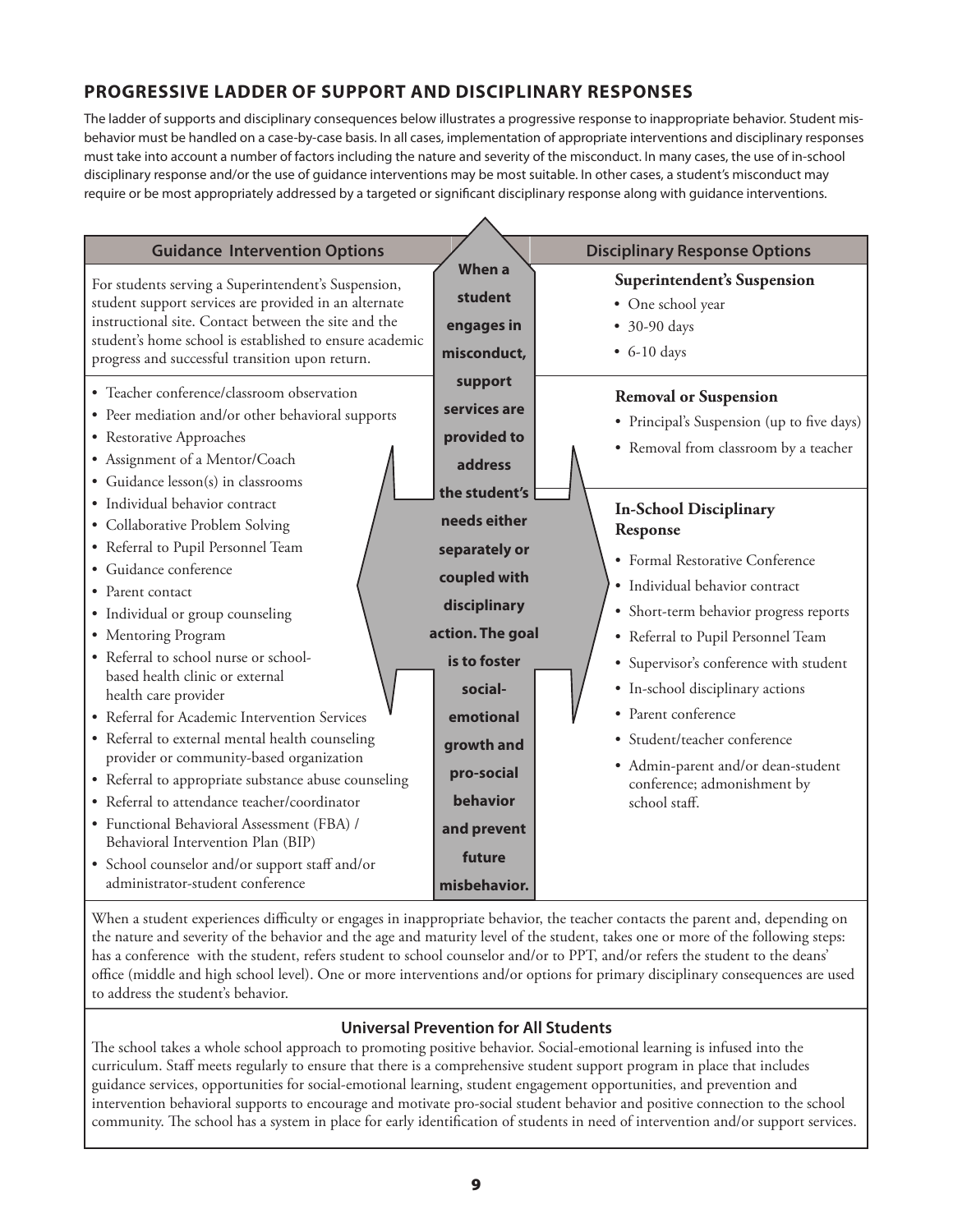## PROGRESSIVE LADDER OF SUPPORT AND DISCIPLINARY RESPONSES

The ladder of supports and disciplinary consequences below illustrates a progressive response to inappropriate behavior. Student misbehavior must be handled on a case-by-case basis. In all cases, implementation of appropriate interventions and disciplinary responses must take into account a number of factors including the nature and severity of the misconduct. In many cases, the use of in-school disciplinary response and/or the use of guidance interventions may be most suitable. In other cases, a student's misconduct may require or be most appropriately addressed by a targeted or significant disciplinary response along with guidance interventions.

| Guidance Intervention Options | | Disciplinary Response Options |
|---|---|---|
| For students serving a Superintendent's Suspension, student support services are provided in an alternate instructional site. Contact between the site and the student's home school is established to ensure academic progress and successful transition upon return. | **When a student engages in misconduct, support services are provided to address the student's needs either separately or coupled with disciplinary action. The goal is to foster social-emotional growth and pro-social behavior and prevent future misbehavior.** | **Superintendent's Suspension**<br>• One school year<br>• 30-90 days<br>• 6-10 days |
| • Teacher conference/classroom observation<br>• Peer mediation and/or other behavioral supports<br>• Restorative Approaches<br>• Assignment of a Mentor/Coach<br>• Guidance lesson(s) in classrooms<br>• Individual behavior contract<br>• Collaborative Problem Solving<br>• Referral to Pupil Personnel Team<br>• Guidance conference<br>• Parent contact<br>• Individual or group counseling<br>• Mentoring Program<br>• Referral to school nurse or school-based health clinic or external health care provider<br>• Referral for Academic Intervention Services<br>• Referral to external mental health counseling provider or community-based organization<br>• Referral to appropriate substance abuse counseling<br>• Referral to attendance teacher/coordinator<br>• Functional Behavioral Assessment (FBA) / Behavioral Intervention Plan (BIP)<br>• School counselor and/or support staff and/or administrator-student conference | | **Removal or Suspension**<br>• Principal's Suspension (up to five days)<br>• Removal from classroom by a teacher<br><br>**In-School Disciplinary Response**<br>• Formal Restorative Conference<br>• Individual behavior contract<br>• Short-term behavior progress reports<br>• Referral to Pupil Personnel Team<br>• Supervisor's conference with student<br>• In-school disciplinary actions<br>• Parent conference<br>• Student/teacher conference<br>• Admin-parent and/or dean-student conference; admonishment by school staff. |

When a student experiences difficulty or engages in inappropriate behavior, the teacher contacts the parent and, depending on the nature and severity of the behavior and the age and maturity level of the student, takes one or more of the following steps: has a conference with the student, refers student to school counselor and/or to PPT, and/or refers the student to the deans' office (middle and high school level). One or more interventions and/or options for primary disciplinary consequences are used to address the student's behavior.

**Universal Prevention for All Students**

The school takes a whole school approach to promoting positive behavior. Social-emotional learning is infused into the curriculum. Staff meets regularly to ensure that there is a comprehensive student support program in place that includes guidance services, opportunities for social-emotional learning, student engagement opportunities, and prevention and intervention behavioral supports to encourage and motivate pro-social student behavior and positive connection to the school community. The school has a system in place for early identification of students in need of intervention and/or support services.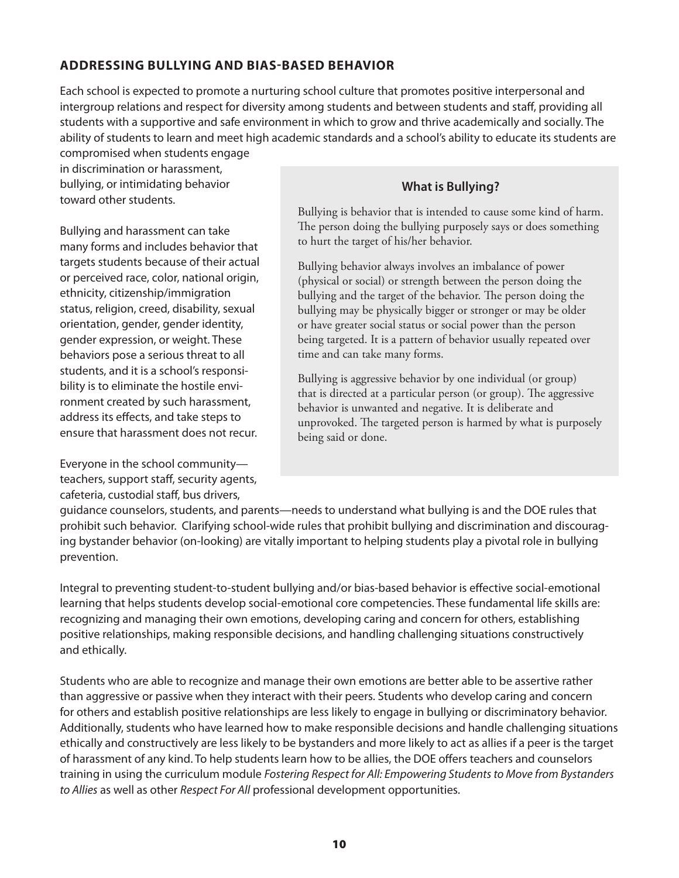## ADDRESSING BULLYING AND BIAS-BASED BEHAVIOR

Each school is expected to promote a nurturing school culture that promotes positive interpersonal and intergroup relations and respect for diversity among students and between students and staff, providing all students with a supportive and safe environment in which to grow and thrive academically and socially. The ability of students to learn and meet high academic standards and a school's ability to educate its students are compromised when students engage in discrimination or harassment, bullying, or intimidating behavior toward other students.

Bullying and harassment can take many forms and includes behavior that targets students because of their actual or perceived race, color, national origin, ethnicity, citizenship/immigration status, religion, creed, disability, sexual orientation, gender, gender identity, gender expression, or weight. These behaviors pose a serious threat to all students, and it is a school's responsibility is to eliminate the hostile environment created by such harassment, address its effects, and take steps to ensure that harassment does not recur.

Everyone in the school community—teachers, support staff, security agents, cafeteria, custodial staff, bus drivers, guidance counselors, students, and parents—needs to understand what bullying is and the DOE rules that prohibit such behavior. Clarifying school-wide rules that prohibit bullying and discrimination and discouraging bystander behavior (on-looking) are vitally important to helping students play a pivotal role in bullying prevention.

### What is Bullying?

Bullying is behavior that is intended to cause some kind of harm. The person doing the bullying purposely says or does something to hurt the target of his/her behavior.

Bullying behavior always involves an imbalance of power (physical or social) or strength between the person doing the bullying and the target of the behavior. The person doing the bullying may be physically bigger or stronger or may be older or have greater social status or social power than the person being targeted. It is a pattern of behavior usually repeated over time and can take many forms.

Bullying is aggressive behavior by one individual (or group) that is directed at a particular person (or group). The aggressive behavior is unwanted and negative. It is deliberate and unprovoked. The targeted person is harmed by what is purposely being said or done.

Integral to preventing student-to-student bullying and/or bias-based behavior is effective social-emotional learning that helps students develop social-emotional core competencies. These fundamental life skills are: recognizing and managing their own emotions, developing caring and concern for others, establishing positive relationships, making responsible decisions, and handling challenging situations constructively and ethically.

Students who are able to recognize and manage their own emotions are better able to be assertive rather than aggressive or passive when they interact with their peers. Students who develop caring and concern for others and establish positive relationships are less likely to engage in bullying or discriminatory behavior. Additionally, students who have learned how to make responsible decisions and handle challenging situations ethically and constructively are less likely to be bystanders and more likely to act as allies if a peer is the target of harassment of any kind. To help students learn how to be allies, the DOE offers teachers and counselors training in using the curriculum module *Fostering Respect for All: Empowering Students to Move from Bystanders to Allies* as well as other *Respect For All* professional development opportunities.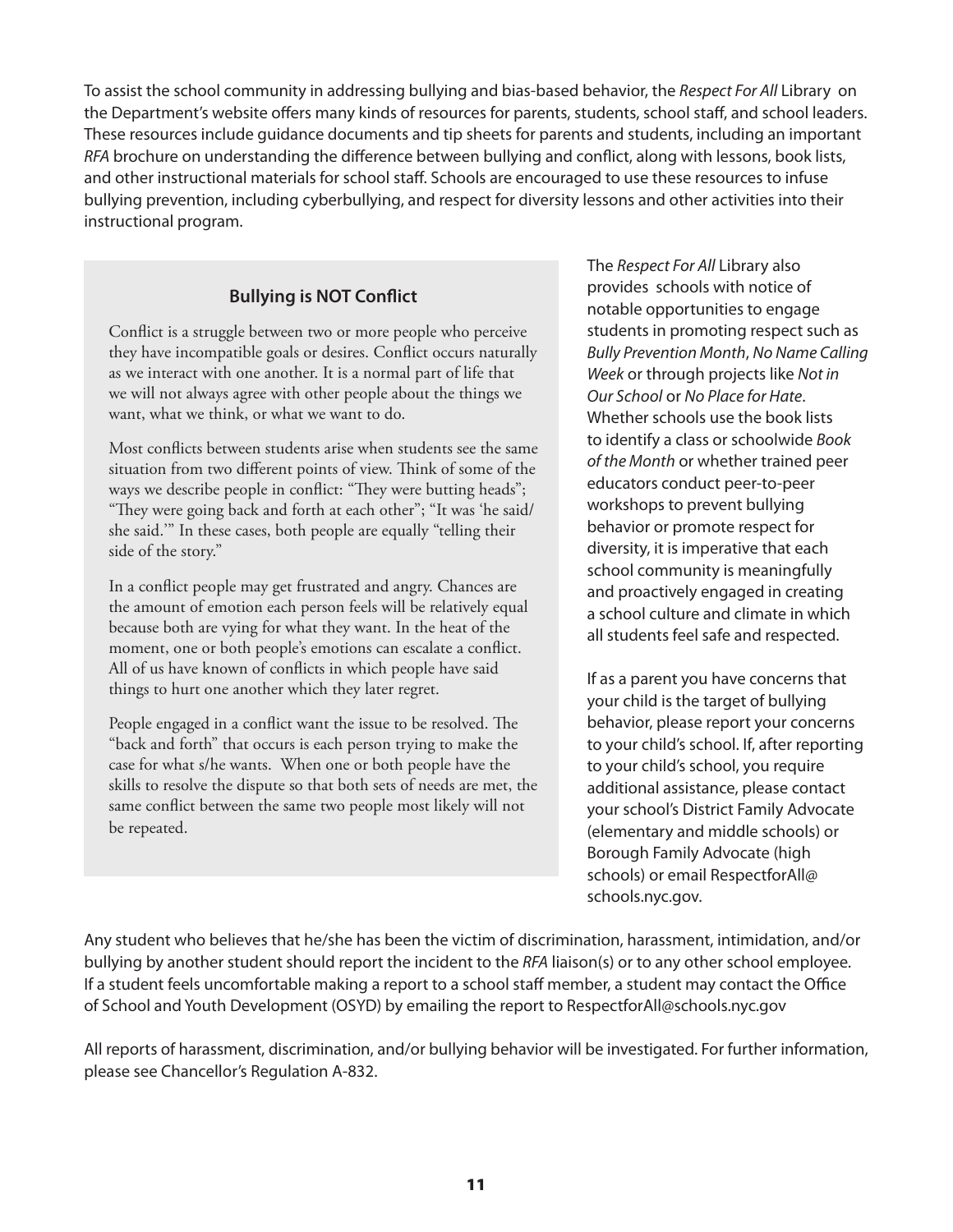To assist the school community in addressing bullying and bias-based behavior, the *Respect For All* Library on the Department's website offers many kinds of resources for parents, students, school staff, and school leaders. These resources include guidance documents and tip sheets for parents and students, including an important *RFA* brochure on understanding the difference between bullying and conflict, along with lessons, book lists, and other instructional materials for school staff. Schools are encouraged to use these resources to infuse bullying prevention, including cyberbullying, and respect for diversity lessons and other activities into their instructional program.

### Bullying is NOT Conflict

Conflict is a struggle between two or more people who perceive they have incompatible goals or desires. Conflict occurs naturally as we interact with one another. It is a normal part of life that we will not always agree with other people about the things we want, what we think, or what we want to do.

Most conflicts between students arise when students see the same situation from two different points of view. Think of some of the ways we describe people in conflict: "They were butting heads"; "They were going back and forth at each other"; "It was 'he said/ she said.'" In these cases, both people are equally "telling their side of the story."

In a conflict people may get frustrated and angry. Chances are the amount of emotion each person feels will be relatively equal because both are vying for what they want. In the heat of the moment, one or both people's emotions can escalate a conflict. All of us have known of conflicts in which people have said things to hurt one another which they later regret.

People engaged in a conflict want the issue to be resolved. The "back and forth" that occurs is each person trying to make the case for what s/he wants. When one or both people have the skills to resolve the dispute so that both sets of needs are met, the same conflict between the same two people most likely will not be repeated.

The *Respect For All* Library also provides schools with notice of notable opportunities to engage students in promoting respect such as *Bully Prevention Month*, *No Name Calling Week* or through projects like *Not in Our School* or *No Place for Hate*. Whether schools use the book lists to identify a class or schoolwide *Book of the Month* or whether trained peer educators conduct peer-to-peer workshops to prevent bullying behavior or promote respect for diversity, it is imperative that each school community is meaningfully and proactively engaged in creating a school culture and climate in which all students feel safe and respected.

If as a parent you have concerns that your child is the target of bullying behavior, please report your concerns to your child's school. If, after reporting to your child's school, you require additional assistance, please contact your school's District Family Advocate (elementary and middle schools) or Borough Family Advocate (high schools) or email RespectforAll@schools.nyc.gov.

Any student who believes that he/she has been the victim of discrimination, harassment, intimidation, and/or bullying by another student should report the incident to the *RFA* liaison(s) or to any other school employee. If a student feels uncomfortable making a report to a school staff member, a student may contact the Office of School and Youth Development (OSYD) by emailing the report to RespectforAll@schools.nyc.gov

All reports of harassment, discrimination, and/or bullying behavior will be investigated. For further information, please see Chancellor's Regulation A-832.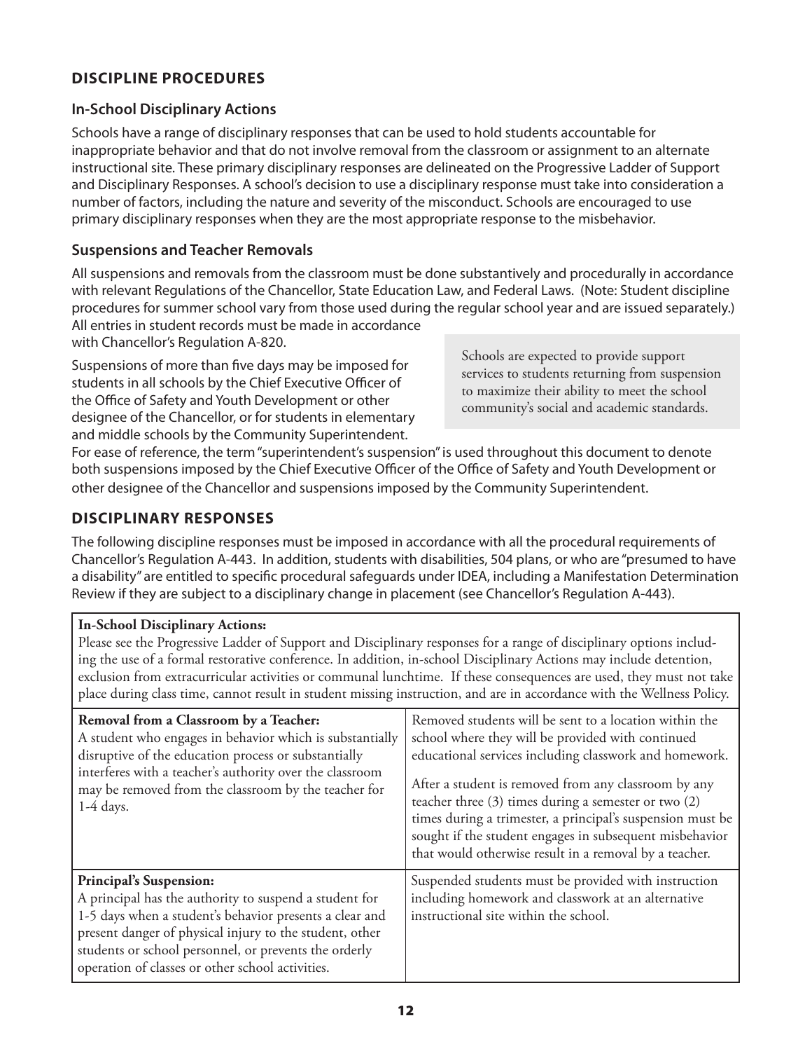## DISCIPLINE PROCEDURES

### In-School Disciplinary Actions

Schools have a range of disciplinary responses that can be used to hold students accountable for inappropriate behavior and that do not involve removal from the classroom or assignment to an alternate instructional site. These primary disciplinary responses are delineated on the Progressive Ladder of Support and Disciplinary Responses. A school's decision to use a disciplinary response must take into consideration a number of factors, including the nature and severity of the misconduct. Schools are encouraged to use primary disciplinary responses when they are the most appropriate response to the misbehavior.

### Suspensions and Teacher Removals

All suspensions and removals from the classroom must be done substantively and procedurally in accordance with relevant Regulations of the Chancellor, State Education Law, and Federal Laws. (Note: Student discipline procedures for summer school vary from those used during the regular school year and are issued separately.) All entries in student records must be made in accordance with Chancellor's Regulation A-820.

Suspensions of more than five days may be imposed for students in all schools by the Chief Executive Officer of the Office of Safety and Youth Development or other designee of the Chancellor, or for students in elementary and middle schools by the Community Superintendent. For ease of reference, the term "superintendent's suspension" is used throughout this document to denote both suspensions imposed by the Chief Executive Officer of the Office of Safety and Youth Development or other designee of the Chancellor and suspensions imposed by the Community Superintendent.

Schools are expected to provide support services to students returning from suspension to maximize their ability to meet the school community's social and academic standards.

## DISCIPLINARY RESPONSES

The following discipline responses must be imposed in accordance with all the procedural requirements of Chancellor's Regulation A-443. In addition, students with disabilities, 504 plans, or who are "presumed to have a disability" are entitled to specific procedural safeguards under IDEA, including a Manifestation Determination Review if they are subject to a disciplinary change in placement (see Chancellor's Regulation A-443).

| **In-School Disciplinary Actions:** Please see the Progressive Ladder of Support and Disciplinary responses for a range of disciplinary options including the use of a formal restorative conference. In addition, in-school Disciplinary Actions may include detention, exclusion from extracurricular activities or communal lunchtime. If these consequences are used, they must not take place during class time, cannot result in student missing instruction, and are in accordance with the Wellness Policy. | |
|---|---|
| **Removal from a Classroom by a Teacher:** A student who engages in behavior which is substantially disruptive of the education process or substantially interferes with a teacher's authority over the classroom may be removed from the classroom by the teacher for 1-4 days. | Removed students will be sent to a location within the school where they will be provided with continued educational services including classwork and homework. After a student is removed from any classroom by any teacher three (3) times during a semester or two (2) times during a trimester, a principal's suspension must be sought if the student engages in subsequent misbehavior that would otherwise result in a removal by a teacher. |
| **Principal's Suspension:** A principal has the authority to suspend a student for 1-5 days when a student's behavior presents a clear and present danger of physical injury to the student, other students or school personnel, or prevents the orderly operation of classes or other school activities. | Suspended students must be provided with instruction including homework and classwork at an alternative instructional site within the school. |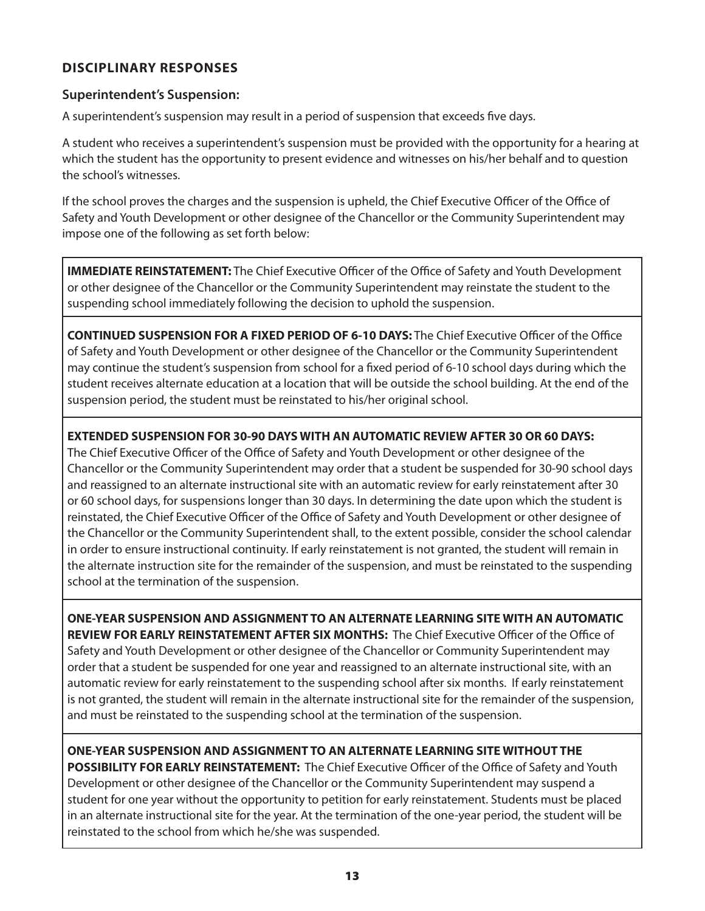## DISCIPLINARY RESPONSES

### Superintendent's Suspension:

A superintendent's suspension may result in a period of suspension that exceeds five days.

A student who receives a superintendent's suspension must be provided with the opportunity for a hearing at which the student has the opportunity to present evidence and witnesses on his/her behalf and to question the school's witnesses.

If the school proves the charges and the suspension is upheld, the Chief Executive Officer of the Office of Safety and Youth Development or other designee of the Chancellor or the Community Superintendent may impose one of the following as set forth below:

**IMMEDIATE REINSTATEMENT:** The Chief Executive Officer of the Office of Safety and Youth Development or other designee of the Chancellor or the Community Superintendent may reinstate the student to the suspending school immediately following the decision to uphold the suspension.

**CONTINUED SUSPENSION FOR A FIXED PERIOD OF 6-10 DAYS:** The Chief Executive Officer of the Office of Safety and Youth Development or other designee of the Chancellor or the Community Superintendent may continue the student's suspension from school for a fixed period of 6-10 school days during which the student receives alternate education at a location that will be outside the school building. At the end of the suspension period, the student must be reinstated to his/her original school.

**EXTENDED SUSPENSION FOR 30-90 DAYS WITH AN AUTOMATIC REVIEW AFTER 30 OR 60 DAYS:** The Chief Executive Officer of the Office of Safety and Youth Development or other designee of the Chancellor or the Community Superintendent may order that a student be suspended for 30-90 school days and reassigned to an alternate instructional site with an automatic review for early reinstatement after 30 or 60 school days, for suspensions longer than 30 days. In determining the date upon which the student is reinstated, the Chief Executive Officer of the Office of Safety and Youth Development or other designee of the Chancellor or the Community Superintendent shall, to the extent possible, consider the school calendar in order to ensure instructional continuity. If early reinstatement is not granted, the student will remain in the alternate instruction site for the remainder of the suspension, and must be reinstated to the suspending school at the termination of the suspension.

**ONE-YEAR SUSPENSION AND ASSIGNMENT TO AN ALTERNATE LEARNING SITE WITH AN AUTOMATIC REVIEW FOR EARLY REINSTATEMENT AFTER SIX MONTHS:** The Chief Executive Officer of the Office of Safety and Youth Development or other designee of the Chancellor or Community Superintendent may order that a student be suspended for one year and reassigned to an alternate instructional site, with an automatic review for early reinstatement to the suspending school after six months. If early reinstatement is not granted, the student will remain in the alternate instructional site for the remainder of the suspension, and must be reinstated to the suspending school at the termination of the suspension.

**ONE-YEAR SUSPENSION AND ASSIGNMENT TO AN ALTERNATE LEARNING SITE WITHOUT THE POSSIBILITY FOR EARLY REINSTATEMENT:** The Chief Executive Officer of the Office of Safety and Youth Development or other designee of the Chancellor or the Community Superintendent may suspend a student for one year without the opportunity to petition for early reinstatement. Students must be placed in an alternate instructional site for the year. At the termination of the one-year period, the student will be reinstated to the school from which he/she was suspended.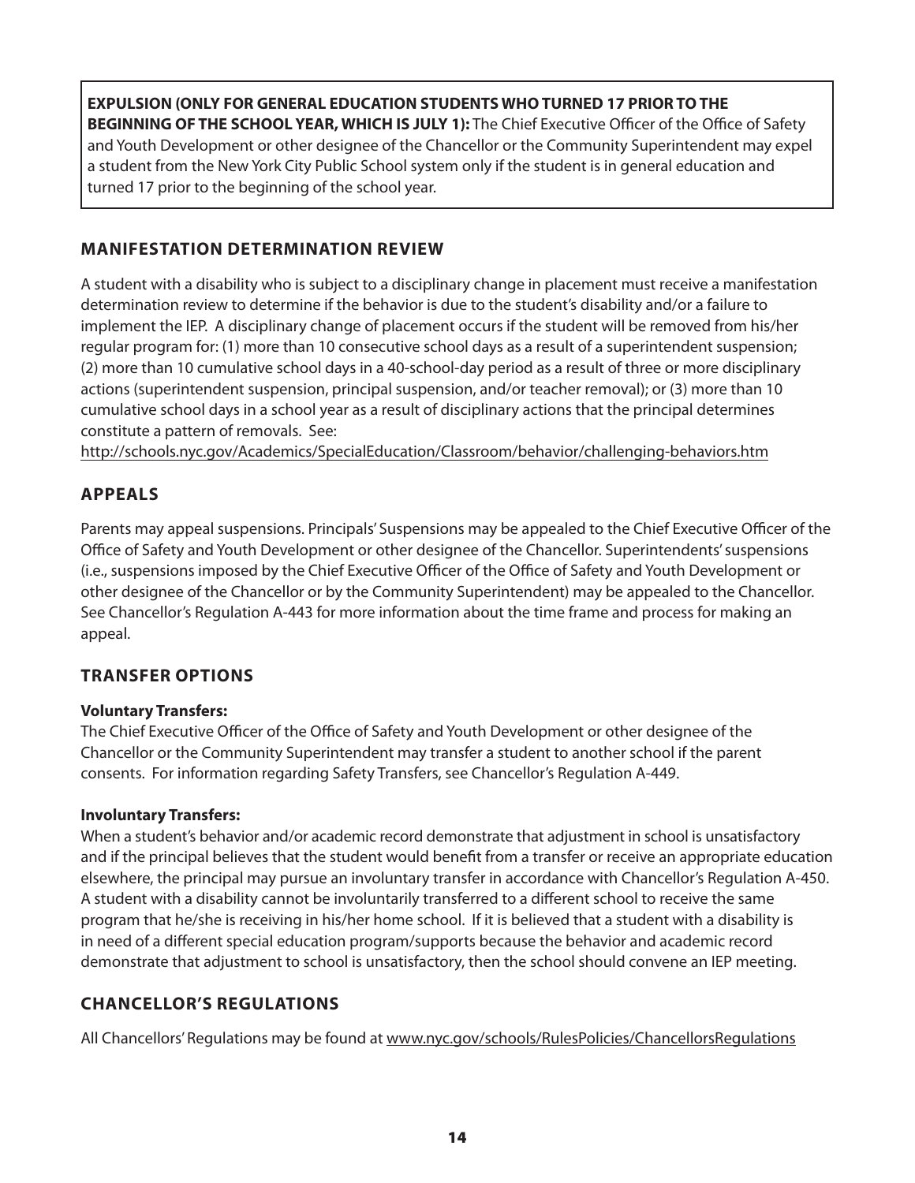**EXPULSION (ONLY FOR GENERAL EDUCATION STUDENTS WHO TURNED 17 PRIOR TO THE BEGINNING OF THE SCHOOL YEAR, WHICH IS JULY 1):** The Chief Executive Officer of the Office of Safety and Youth Development or other designee of the Chancellor or the Community Superintendent may expel a student from the New York City Public School system only if the student is in general education and turned 17 prior to the beginning of the school year.

## MANIFESTATION DETERMINATION REVIEW

A student with a disability who is subject to a disciplinary change in placement must receive a manifestation determination review to determine if the behavior is due to the student's disability and/or a failure to implement the IEP. A disciplinary change of placement occurs if the student will be removed from his/her regular program for: (1) more than 10 consecutive school days as a result of a superintendent suspension; (2) more than 10 cumulative school days in a 40-school-day period as a result of three or more disciplinary actions (superintendent suspension, principal suspension, and/or teacher removal); or (3) more than 10 cumulative school days in a school year as a result of disciplinary actions that the principal determines constitute a pattern of removals. See:
http://schools.nyc.gov/Academics/SpecialEducation/Classroom/behavior/challenging-behaviors.htm

## APPEALS

Parents may appeal suspensions. Principals' Suspensions may be appealed to the Chief Executive Officer of the Office of Safety and Youth Development or other designee of the Chancellor. Superintendents' suspensions (i.e., suspensions imposed by the Chief Executive Officer of the Office of Safety and Youth Development or other designee of the Chancellor or by the Community Superintendent) may be appealed to the Chancellor. See Chancellor's Regulation A-443 for more information about the time frame and process for making an appeal.

## TRANSFER OPTIONS

**Voluntary Transfers:**
The Chief Executive Officer of the Office of Safety and Youth Development or other designee of the Chancellor or the Community Superintendent may transfer a student to another school if the parent consents. For information regarding Safety Transfers, see Chancellor's Regulation A-449.

**Involuntary Transfers:**
When a student's behavior and/or academic record demonstrate that adjustment in school is unsatisfactory and if the principal believes that the student would benefit from a transfer or receive an appropriate education elsewhere, the principal may pursue an involuntary transfer in accordance with Chancellor's Regulation A-450. A student with a disability cannot be involuntarily transferred to a different school to receive the same program that he/she is receiving in his/her home school. If it is believed that a student with a disability is in need of a different special education program/supports because the behavior and academic record demonstrate that adjustment to school is unsatisfactory, then the school should convene an IEP meeting.

## CHANCELLOR'S REGULATIONS

All Chancellors' Regulations may be found at www.nyc.gov/schools/RulesPolicies/ChancellorsRegulations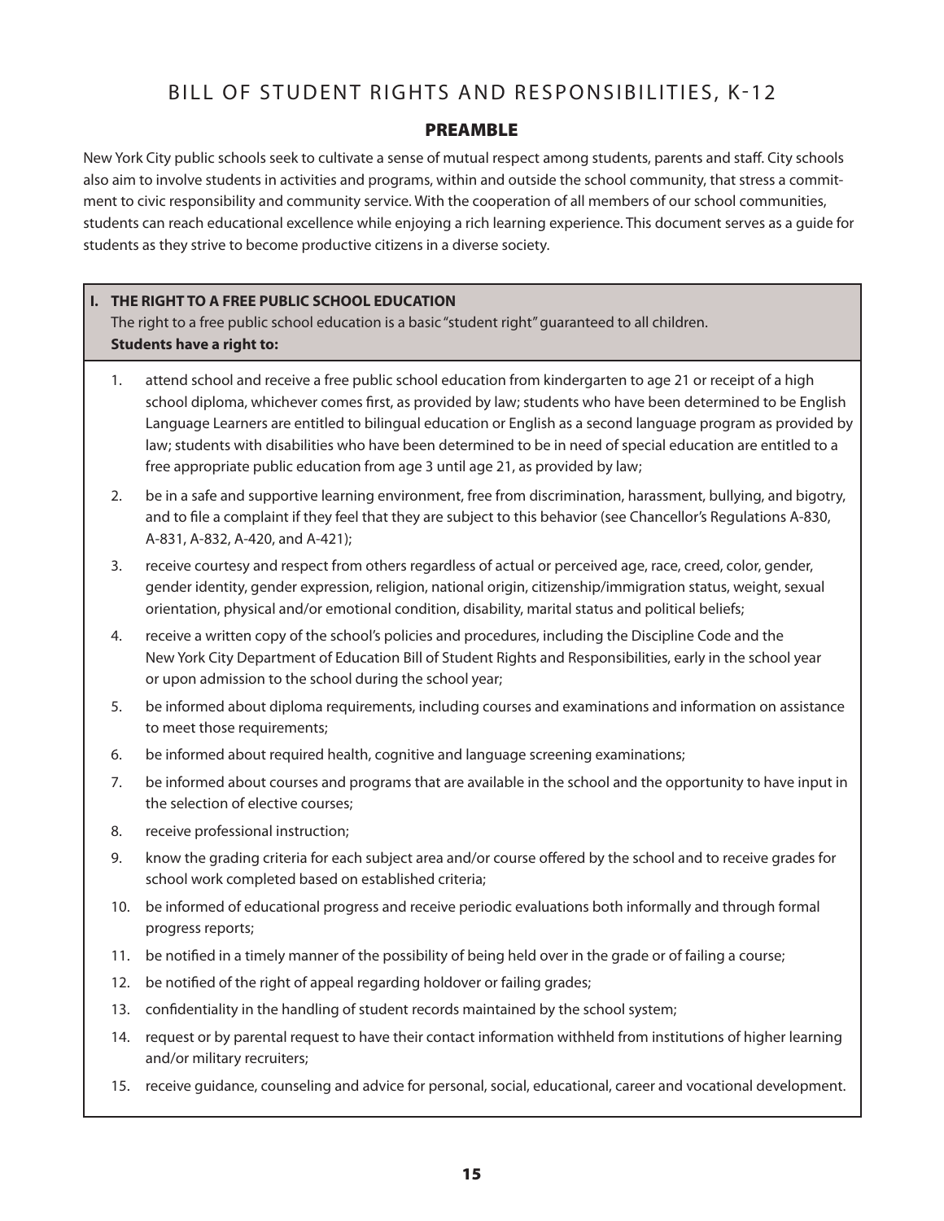# BILL OF STUDENT RIGHTS AND RESPONSIBILITIES, K-12

## PREAMBLE

New York City public schools seek to cultivate a sense of mutual respect among students, parents and staff. City schools also aim to involve students in activities and programs, within and outside the school community, that stress a commitment to civic responsibility and community service. With the cooperation of all members of our school communities, students can reach educational excellence while enjoying a rich learning experience. This document serves as a guide for students as they strive to become productive citizens in a diverse society.

### I. THE RIGHT TO A FREE PUBLIC SCHOOL EDUCATION

The right to a free public school education is a basic "student right" guaranteed to all children.

**Students have a right to:**

1. attend school and receive a free public school education from kindergarten to age 21 or receipt of a high school diploma, whichever comes first, as provided by law; students who have been determined to be English Language Learners are entitled to bilingual education or English as a second language program as provided by law; students with disabilities who have been determined to be in need of special education are entitled to a free appropriate public education from age 3 until age 21, as provided by law;
2. be in a safe and supportive learning environment, free from discrimination, harassment, bullying, and bigotry, and to file a complaint if they feel that they are subject to this behavior (see Chancellor's Regulations A-830, A-831, A-832, A-420, and A-421);
3. receive courtesy and respect from others regardless of actual or perceived age, race, creed, color, gender, gender identity, gender expression, religion, national origin, citizenship/immigration status, weight, sexual orientation, physical and/or emotional condition, disability, marital status and political beliefs;
4. receive a written copy of the school's policies and procedures, including the Discipline Code and the New York City Department of Education Bill of Student Rights and Responsibilities, early in the school year or upon admission to the school during the school year;
5. be informed about diploma requirements, including courses and examinations and information on assistance to meet those requirements;
6. be informed about required health, cognitive and language screening examinations;
7. be informed about courses and programs that are available in the school and the opportunity to have input in the selection of elective courses;
8. receive professional instruction;
9. know the grading criteria for each subject area and/or course offered by the school and to receive grades for school work completed based on established criteria;
10. be informed of educational progress and receive periodic evaluations both informally and through formal progress reports;
11. be notified in a timely manner of the possibility of being held over in the grade or of failing a course;
12. be notified of the right of appeal regarding holdover or failing grades;
13. confidentiality in the handling of student records maintained by the school system;
14. request or by parental request to have their contact information withheld from institutions of higher learning and/or military recruiters;
15. receive guidance, counseling and advice for personal, social, educational, career and vocational development.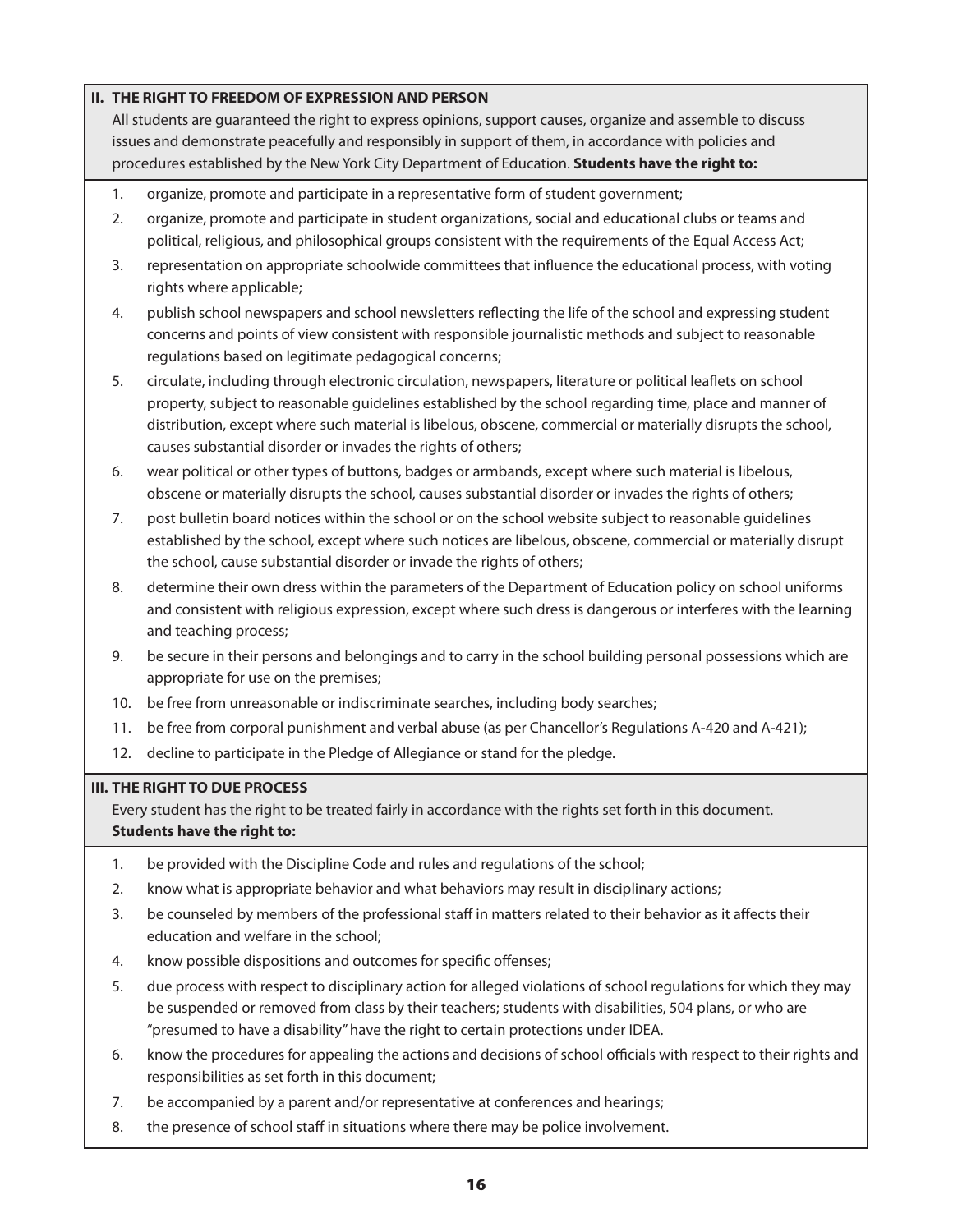## II. THE RIGHT TO FREEDOM OF EXPRESSION AND PERSON

All students are guaranteed the right to express opinions, support causes, organize and assemble to discuss issues and demonstrate peacefully and responsibly in support of them, in accordance with policies and procedures established by the New York City Department of Education. **Students have the right to:**

1. organize, promote and participate in a representative form of student government;
2. organize, promote and participate in student organizations, social and educational clubs or teams and political, religious, and philosophical groups consistent with the requirements of the Equal Access Act;
3. representation on appropriate schoolwide committees that influence the educational process, with voting rights where applicable;
4. publish school newspapers and school newsletters reflecting the life of the school and expressing student concerns and points of view consistent with responsible journalistic methods and subject to reasonable regulations based on legitimate pedagogical concerns;
5. circulate, including through electronic circulation, newspapers, literature or political leaflets on school property, subject to reasonable guidelines established by the school regarding time, place and manner of distribution, except where such material is libelous, obscene, commercial or materially disrupts the school, causes substantial disorder or invades the rights of others;
6. wear political or other types of buttons, badges or armbands, except where such material is libelous, obscene or materially disrupts the school, causes substantial disorder or invades the rights of others;
7. post bulletin board notices within the school or on the school website subject to reasonable guidelines established by the school, except where such notices are libelous, obscene, commercial or materially disrupt the school, cause substantial disorder or invade the rights of others;
8. determine their own dress within the parameters of the Department of Education policy on school uniforms and consistent with religious expression, except where such dress is dangerous or interferes with the learning and teaching process;
9. be secure in their persons and belongings and to carry in the school building personal possessions which are appropriate for use on the premises;
10. be free from unreasonable or indiscriminate searches, including body searches;
11. be free from corporal punishment and verbal abuse (as per Chancellor's Regulations A-420 and A-421);
12. decline to participate in the Pledge of Allegiance or stand for the pledge.

## III. THE RIGHT TO DUE PROCESS

Every student has the right to be treated fairly in accordance with the rights set forth in this document. **Students have the right to:**

1. be provided with the Discipline Code and rules and regulations of the school;
2. know what is appropriate behavior and what behaviors may result in disciplinary actions;
3. be counseled by members of the professional staff in matters related to their behavior as it affects their education and welfare in the school;
4. know possible dispositions and outcomes for specific offenses;
5. due process with respect to disciplinary action for alleged violations of school regulations for which they may be suspended or removed from class by their teachers; students with disabilities, 504 plans, or who are "presumed to have a disability" have the right to certain protections under IDEA.
6. know the procedures for appealing the actions and decisions of school officials with respect to their rights and responsibilities as set forth in this document;
7. be accompanied by a parent and/or representative at conferences and hearings;
8. the presence of school staff in situations where there may be police involvement.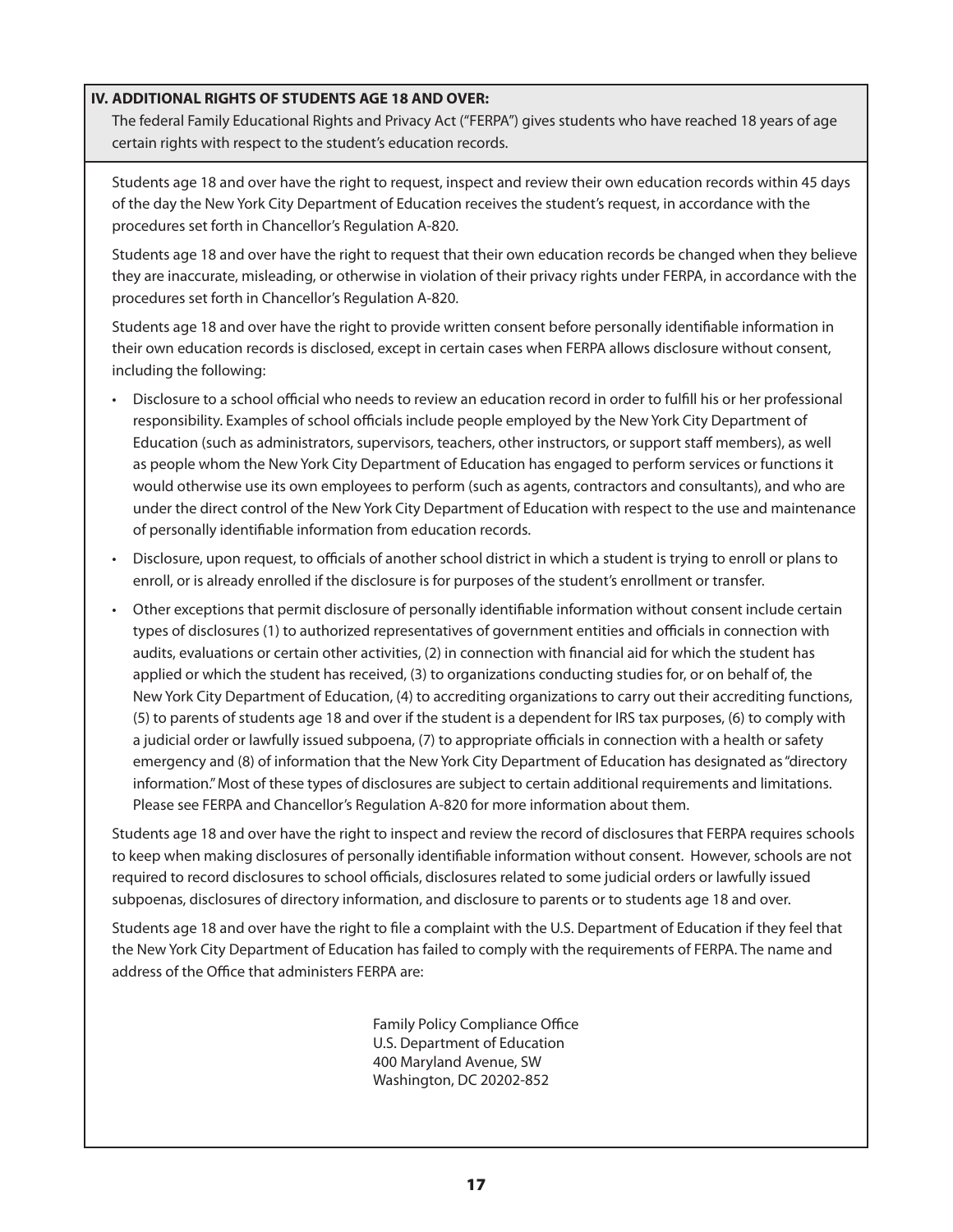## IV. ADDITIONAL RIGHTS OF STUDENTS AGE 18 AND OVER:

The federal Family Educational Rights and Privacy Act ("FERPA") gives students who have reached 18 years of age certain rights with respect to the student's education records.

Students age 18 and over have the right to request, inspect and review their own education records within 45 days of the day the New York City Department of Education receives the student's request, in accordance with the procedures set forth in Chancellor's Regulation A-820.

Students age 18 and over have the right to request that their own education records be changed when they believe they are inaccurate, misleading, or otherwise in violation of their privacy rights under FERPA, in accordance with the procedures set forth in Chancellor's Regulation A-820.

Students age 18 and over have the right to provide written consent before personally identifiable information in their own education records is disclosed, except in certain cases when FERPA allows disclosure without consent, including the following:

- Disclosure to a school official who needs to review an education record in order to fulfill his or her professional responsibility. Examples of school officials include people employed by the New York City Department of Education (such as administrators, supervisors, teachers, other instructors, or support staff members), as well as people whom the New York City Department of Education has engaged to perform services or functions it would otherwise use its own employees to perform (such as agents, contractors and consultants), and who are under the direct control of the New York City Department of Education with respect to the use and maintenance of personally identifiable information from education records.
- Disclosure, upon request, to officials of another school district in which a student is trying to enroll or plans to enroll, or is already enrolled if the disclosure is for purposes of the student's enrollment or transfer.
- Other exceptions that permit disclosure of personally identifiable information without consent include certain types of disclosures (1) to authorized representatives of government entities and officials in connection with audits, evaluations or certain other activities, (2) in connection with financial aid for which the student has applied or which the student has received, (3) to organizations conducting studies for, or on behalf of, the New York City Department of Education, (4) to accrediting organizations to carry out their accrediting functions, (5) to parents of students age 18 and over if the student is a dependent for IRS tax purposes, (6) to comply with a judicial order or lawfully issued subpoena, (7) to appropriate officials in connection with a health or safety emergency and (8) of information that the New York City Department of Education has designated as "directory information." Most of these types of disclosures are subject to certain additional requirements and limitations. Please see FERPA and Chancellor's Regulation A-820 for more information about them.

Students age 18 and over have the right to inspect and review the record of disclosures that FERPA requires schools to keep when making disclosures of personally identifiable information without consent. However, schools are not required to record disclosures to school officials, disclosures related to some judicial orders or lawfully issued subpoenas, disclosures of directory information, and disclosure to parents or to students age 18 and over.

Students age 18 and over have the right to file a complaint with the U.S. Department of Education if they feel that the New York City Department of Education has failed to comply with the requirements of FERPA. The name and address of the Office that administers FERPA are:

Family Policy Compliance Office
U.S. Department of Education
400 Maryland Avenue, SW
Washington, DC 20202-852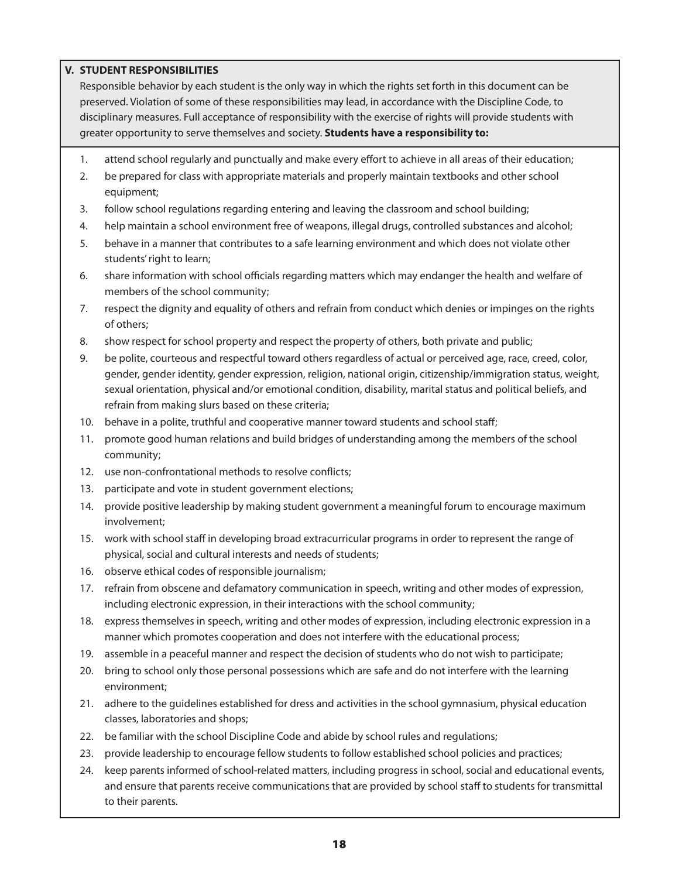## V. STUDENT RESPONSIBILITIES

Responsible behavior by each student is the only way in which the rights set forth in this document can be preserved. Violation of some of these responsibilities may lead, in accordance with the Discipline Code, to disciplinary measures. Full acceptance of responsibility with the exercise of rights will provide students with greater opportunity to serve themselves and society. **Students have a responsibility to:**

1. attend school regularly and punctually and make every effort to achieve in all areas of their education;
2. be prepared for class with appropriate materials and properly maintain textbooks and other school equipment;
3. follow school regulations regarding entering and leaving the classroom and school building;
4. help maintain a school environment free of weapons, illegal drugs, controlled substances and alcohol;
5. behave in a manner that contributes to a safe learning environment and which does not violate other students' right to learn;
6. share information with school officials regarding matters which may endanger the health and welfare of members of the school community;
7. respect the dignity and equality of others and refrain from conduct which denies or impinges on the rights of others;
8. show respect for school property and respect the property of others, both private and public;
9. be polite, courteous and respectful toward others regardless of actual or perceived age, race, creed, color, gender, gender identity, gender expression, religion, national origin, citizenship/immigration status, weight, sexual orientation, physical and/or emotional condition, disability, marital status and political beliefs, and refrain from making slurs based on these criteria;
10. behave in a polite, truthful and cooperative manner toward students and school staff;
11. promote good human relations and build bridges of understanding among the members of the school community;
12. use non-confrontational methods to resolve conflicts;
13. participate and vote in student government elections;
14. provide positive leadership by making student government a meaningful forum to encourage maximum involvement;
15. work with school staff in developing broad extracurricular programs in order to represent the range of physical, social and cultural interests and needs of students;
16. observe ethical codes of responsible journalism;
17. refrain from obscene and defamatory communication in speech, writing and other modes of expression, including electronic expression, in their interactions with the school community;
18. express themselves in speech, writing and other modes of expression, including electronic expression in a manner which promotes cooperation and does not interfere with the educational process;
19. assemble in a peaceful manner and respect the decision of students who do not wish to participate;
20. bring to school only those personal possessions which are safe and do not interfere with the learning environment;
21. adhere to the guidelines established for dress and activities in the school gymnasium, physical education classes, laboratories and shops;
22. be familiar with the school Discipline Code and abide by school rules and regulations;
23. provide leadership to encourage fellow students to follow established school policies and practices;
24. keep parents informed of school-related matters, including progress in school, social and educational events, and ensure that parents receive communications that are provided by school staff to students for transmittal to their parents.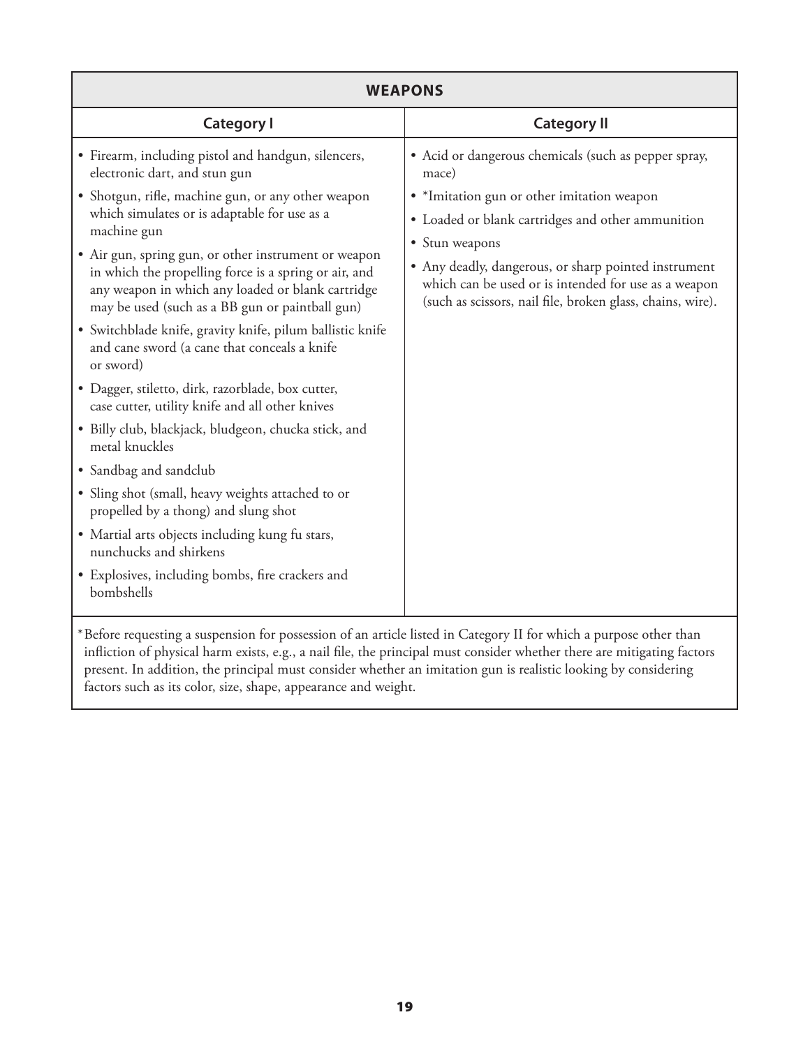| WEAPONS | |
|---|---|
| **Category I** | **Category II** |
| • Firearm, including pistol and handgun, silencers, electronic dart, and stun gun<br>• Shotgun, rifle, machine gun, or any other weapon which simulates or is adaptable for use as a machine gun<br>• Air gun, spring gun, or other instrument or weapon in which the propelling force is a spring or air, and any weapon in which any loaded or blank cartridge may be used (such as a BB gun or paintball gun)<br>• Switchblade knife, gravity knife, pilum ballistic knife and cane sword (a cane that conceals a knife or sword)<br>• Dagger, stiletto, dirk, razorblade, box cutter, case cutter, utility knife and all other knives<br>• Billy club, blackjack, bludgeon, chucka stick, and metal knuckles<br>• Sandbag and sandclub<br>• Sling shot (small, heavy weights attached to or propelled by a thong) and slung shot<br>• Martial arts objects including kung fu stars, nunchucks and shirkens<br>• Explosives, including bombs, fire crackers and bombshells | • Acid or dangerous chemicals (such as pepper spray, mace)<br>• *Imitation gun or other imitation weapon<br>• Loaded or blank cartridges and other ammunition<br>• Stun weapons<br>• Any deadly, dangerous, or sharp pointed instrument which can be used or is intended for use as a weapon (such as scissors, nail file, broken glass, chains, wire). |

*Before requesting a suspension for possession of an article listed in Category II for which a purpose other than infliction of physical harm exists, e.g., a nail file, the principal must consider whether there are mitigating factors present. In addition, the principal must consider whether an imitation gun is realistic looking by considering factors such as its color, size, shape, appearance and weight.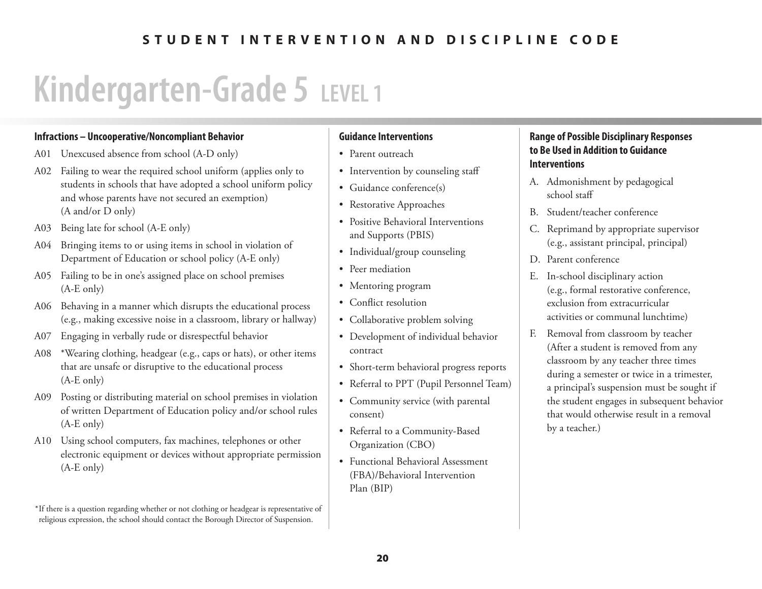# Kindergarten-Grade 5 LEVEL 1

### Infractions – Uncooperative/Noncompliant Behavior

- A01 Unexcused absence from school (A-D only)
- A02 Failing to wear the required school uniform (applies only to students in schools that have adopted a school uniform policy and whose parents have not secured an exemption) (A and/or D only)
- A03 Being late for school (A-E only)
- A04 Bringing items to or using items in school in violation of Department of Education or school policy (A-E only)
- A05 Failing to be in one's assigned place on school premises (A-E only)
- A06 Behaving in a manner which disrupts the educational process (e.g., making excessive noise in a classroom, library or hallway)
- A07 Engaging in verbally rude or disrespectful behavior
- A08 *Wearing clothing, headgear (e.g., caps or hats), or other items that are unsafe or disruptive to the educational process (A-E only)
- A09 Posting or distributing material on school premises in violation of written Department of Education policy and/or school rules (A-E only)
- A10 Using school computers, fax machines, telephones or other electronic equipment or devices without appropriate permission (A-E only)

*If there is a question regarding whether or not clothing or headgear is representative of religious expression, the school should contact the Borough Director of Suspension.

### Guidance Interventions

- Parent outreach
- Intervention by counseling staff
- Guidance conference(s)
- Restorative Approaches
- Positive Behavioral Interventions and Supports (PBIS)
- Individual/group counseling
- Peer mediation
- Mentoring program
- Conflict resolution
- Collaborative problem solving
- Development of individual behavior contract
- Short-term behavioral progress reports
- Referral to PPT (Pupil Personnel Team)
- Community service (with parental consent)
- Referral to a Community-Based Organization (CBO)
- Functional Behavioral Assessment (FBA)/Behavioral Intervention Plan (BIP)

### Range of Possible Disciplinary Responses to Be Used in Addition to Guidance Interventions

A. Admonishment by pedagogical school staff

B. Student/teacher conference

C. Reprimand by appropriate supervisor (e.g., assistant principal, principal)

D. Parent conference

E. In-school disciplinary action (e.g., formal restorative conference, exclusion from extracurricular activities or communal lunchtime)

F. Removal from classroom by teacher (After a student is removed from any classroom by any teacher three times during a semester or twice in a trimester, a principal's suspension must be sought if the student engages in subsequent behavior that would otherwise result in a removal by a teacher.)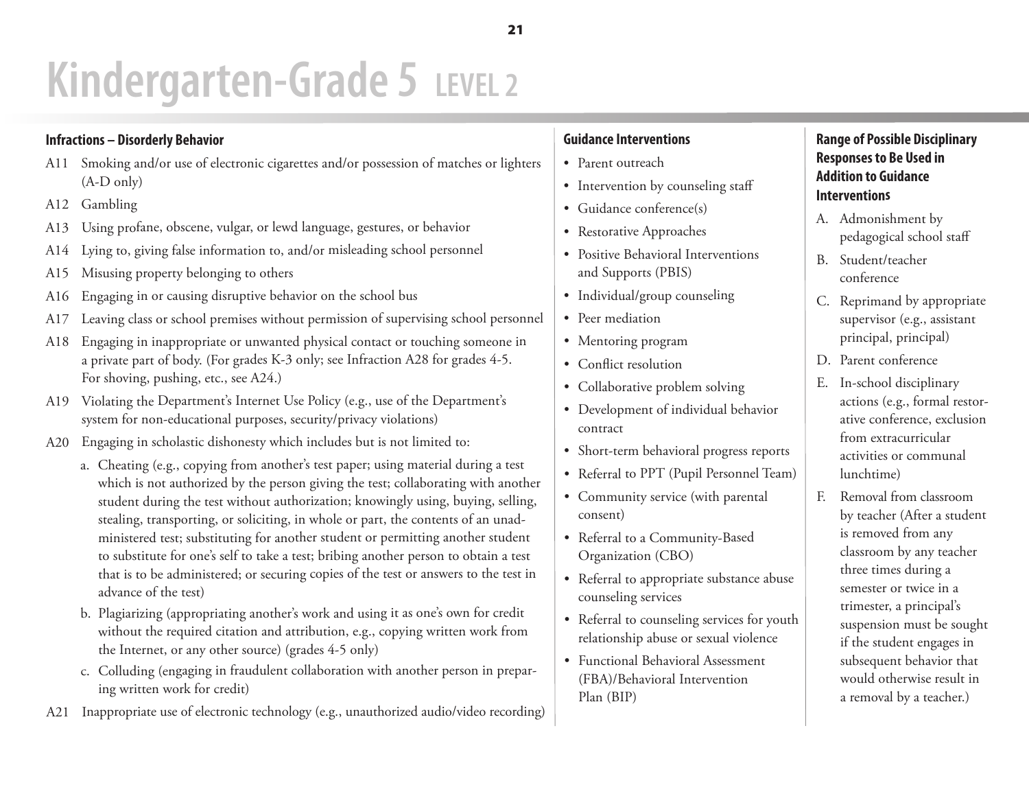# Kindergarten-Grade 5 LEVEL 2

### Infractions – Disorderly Behavior

- A11 Smoking and/or use of electronic cigarettes and/or possession of matches or lighters (A-D only)
- A12 Gambling
- A13 Using profane, obscene, vulgar, or lewd language, gestures, or behavior
- A14 Lying to, giving false information to, and/or misleading school personnel
- A15 Misusing property belonging to others
- A16 Engaging in or causing disruptive behavior on the school bus
- A17 Leaving class or school premises without permission of supervising school personnel
- A18 Engaging in inappropriate or unwanted physical contact or touching someone in a private part of body. (For grades K-3 only; see Infraction A28 for grades 4-5. For shoving, pushing, etc., see A24.)
- A19 Violating the Department's Internet Use Policy (e.g., use of the Department's system for non-educational purposes, security/privacy violations)
- A20 Engaging in scholastic dishonesty which includes but is not limited to:
  - a. Cheating (e.g., copying from another's test paper; using material during a test which is not authorized by the person giving the test; collaborating with another student during the test without authorization; knowingly using, buying, selling, stealing, transporting, or soliciting, in whole or part, the contents of an unadministered test; substituting for another student or permitting another student to substitute for one's self to take a test; bribing another person to obtain a test that is to be administered; or securing copies of the test or answers to the test in advance of the test)
  - b. Plagiarizing (appropriating another's work and using it as one's own for credit without the required citation and attribution, e.g., copying written work from the Internet, or any other source) (grades 4-5 only)
  - c. Colluding (engaging in fraudulent collaboration with another person in preparing written work for credit)
- A21 Inappropriate use of electronic technology (e.g., unauthorized audio/video recording)

### Guidance Interventions

- Parent outreach
- Intervention by counseling staff
- Guidance conference(s)
- Restorative Approaches
- Positive Behavioral Interventions and Supports (PBIS)
- Individual/group counseling
- Peer mediation
- Mentoring program
- Conflict resolution
- Collaborative problem solving
- Development of individual behavior contract
- Short-term behavioral progress reports
- Referral to PPT (Pupil Personnel Team)
- Community service (with parental consent)
- Referral to a Community-Based Organization (CBO)
- Referral to appropriate substance abuse counseling services
- Referral to counseling services for youth relationship abuse or sexual violence
- Functional Behavioral Assessment (FBA)/Behavioral Intervention Plan (BIP)

### Range of Possible Disciplinary Responses to Be Used in Addition to Guidance Interventions

A. Admonishment by pedagogical school staff

B. Student/teacher conference

C. Reprimand by appropriate supervisor (e.g., assistant principal, principal)

D. Parent conference

E. In-school disciplinary actions (e.g., formal restorative conference, exclusion from extracurricular activities or communal lunchtime)

F. Removal from classroom by teacher (After a student is removed from any classroom by any teacher three times during a semester or twice in a trimester, a principal's suspension must be sought if the student engages in subsequent behavior that would otherwise result in a removal by a teacher.)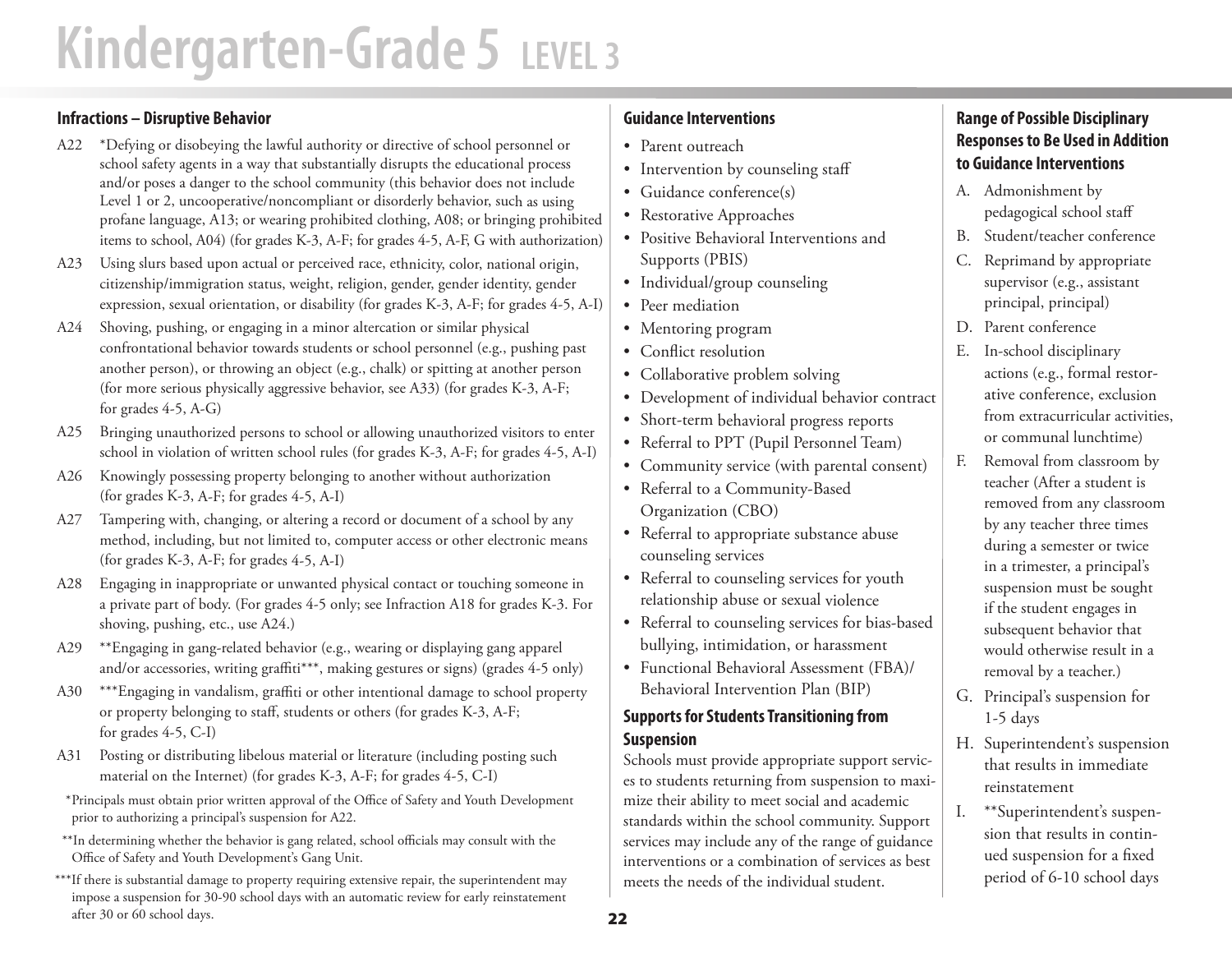# Kindergarten-Grade 5 LEVEL 3

### Infractions – Disruptive Behavior

A22 *Defying or disobeying the lawful authority or directive of school personnel or school safety agents in a way that substantially disrupts the educational process and/or poses a danger to the school community (this behavior does not include Level 1 or 2, uncooperative/noncompliant or disorderly behavior, such as using profane language, A13; or wearing prohibited clothing, A08; or bringing prohibited items to school, A04) (for grades K-3, A-F; for grades 4-5, A-F, G with authorization)

A23 Using slurs based upon actual or perceived race, ethnicity, color, national origin, citizenship/immigration status, weight, religion, gender, gender identity, gender expression, sexual orientation, or disability (for grades K-3, A-F; for grades 4-5, A-I)

A24 Shoving, pushing, or engaging in a minor altercation or similar physical confrontational behavior towards students or school personnel (e.g., pushing past another person), or throwing an object (e.g., chalk) or spitting at another person (for more serious physically aggressive behavior, see A33) (for grades K-3, A-F; for grades 4-5, A-G)

A25 Bringing unauthorized persons to school or allowing unauthorized visitors to enter school in violation of written school rules (for grades K-3, A-F; for grades 4-5, A-I)

A26 Knowingly possessing property belonging to another without authorization (for grades K-3, A-F; for grades 4-5, A-I)

A27 Tampering with, changing, or altering a record or document of a school by any method, including, but not limited to, computer access or other electronic means (for grades K-3, A-F; for grades 4-5, A-I)

A28 Engaging in inappropriate or unwanted physical contact or touching someone in a private part of body. (For grades 4-5 only; see Infraction A18 for grades K-3. For shoving, pushing, etc., use A24.)

A29 **Engaging in gang-related behavior (e.g., wearing or displaying gang apparel and/or accessories, writing graffiti***, making gestures or signs) (grades 4-5 only)

A30 ***Engaging in vandalism, graffiti or other intentional damage to school property or property belonging to staff, students or others (for grades K-3, A-F; for grades 4-5, C-I)

A31 Posting or distributing libelous material or literature (including posting such material on the Internet) (for grades K-3, A-F; for grades 4-5, C-I)

*Principals must obtain prior written approval of the Office of Safety and Youth Development prior to authorizing a principal's suspension for A22.

**In determining whether the behavior is gang related, school officials may consult with the Office of Safety and Youth Development's Gang Unit.

***If there is substantial damage to property requiring extensive repair, the superintendent may impose a suspension for 30-90 school days with an automatic review for early reinstatement after 30 or 60 school days.

### Guidance Interventions

- Parent outreach
- Intervention by counseling staff
- Guidance conference(s)
- Restorative Approaches
- Positive Behavioral Interventions and Supports (PBIS)
- Individual/group counseling
- Peer mediation
- Mentoring program
- Conflict resolution
- Collaborative problem solving
- Development of individual behavior contract
- Short-term behavioral progress reports
- Referral to PPT (Pupil Personnel Team)
- Community service (with parental consent)
- Referral to a Community-Based Organization (CBO)
- Referral to appropriate substance abuse counseling services
- Referral to counseling services for youth relationship abuse or sexual violence
- Referral to counseling services for bias-based bullying, intimidation, or harassment
- Functional Behavioral Assessment (FBA)/ Behavioral Intervention Plan (BIP)

### Supports for Students Transitioning from Suspension

Schools must provide appropriate support services to students returning from suspension to maximize their ability to meet social and academic standards within the school community. Support services may include any of the range of guidance interventions or a combination of services as best meets the needs of the individual student.

### Range of Possible Disciplinary Responses to Be Used in Addition to Guidance Interventions

A. Admonishment by pedagogical school staff

B. Student/teacher conference

C. Reprimand by appropriate supervisor (e.g., assistant principal, principal)

D. Parent conference

E. In-school disciplinary actions (e.g., formal restorative conference, exclusion from extracurricular activities, or communal lunchtime)

F. Removal from classroom by teacher (After a student is removed from any classroom by any teacher three times during a semester or twice in a trimester, a principal's suspension must be sought if the student engages in subsequent behavior that would otherwise result in a removal by a teacher.)

G. Principal's suspension for 1-5 days

H. Superintendent's suspension that results in immediate reinstatement

I. **Superintendent's suspension that results in continued suspension for a fixed period of 6-10 school days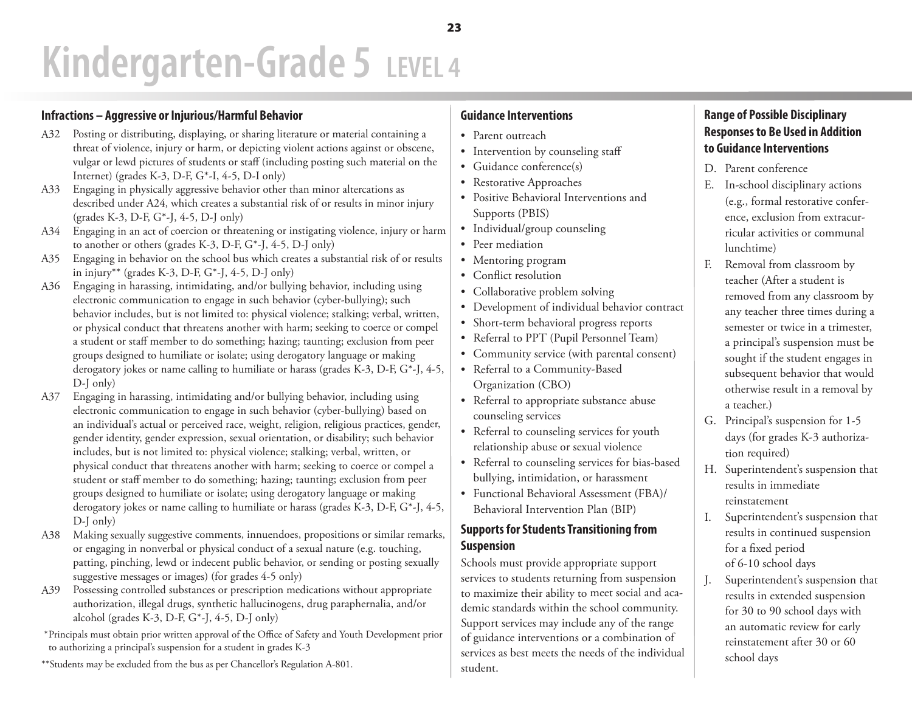# Kindergarten-Grade 5 LEVEL 4

### Infractions – Aggressive or Injurious/Harmful Behavior

A32 Posting or distributing, displaying, or sharing literature or material containing a threat of violence, injury or harm, or depicting violent actions against or obscene, vulgar or lewd pictures of students or staff (including posting such material on the Internet) (grades K-3, D-F, G*-I, 4-5, D-I only)

A33 Engaging in physically aggressive behavior other than minor altercations as described under A24, which creates a substantial risk of or results in minor injury (grades K-3, D-F, G*-J, 4-5, D-J only)

A34 Engaging in an act of coercion or threatening or instigating violence, injury or harm to another or others (grades K-3, D-F, G*-J, 4-5, D-J only)

A35 Engaging in behavior on the school bus which creates a substantial risk of or results in injury** (grades K-3, D-F, G*-J, 4-5, D-J only)

A36 Engaging in harassing, intimidating, and/or bullying behavior, including using electronic communication to engage in such behavior (cyber-bullying); such behavior includes, but is not limited to: physical violence; stalking; verbal, written, or physical conduct that threatens another with harm; seeking to coerce or compel a student or staff member to do something; hazing; taunting; exclusion from peer groups designed to humiliate or isolate; using derogatory language or making derogatory jokes or name calling to humiliate or harass (grades K-3, D-F, G*-J, 4-5, D-J only)

A37 Engaging in harassing, intimidating and/or bullying behavior, including using electronic communication to engage in such behavior (cyber-bullying) based on an individual's actual or perceived race, weight, religion, religious practices, gender, gender identity, gender expression, sexual orientation, or disability; such behavior includes, but is not limited to: physical violence; stalking; verbal, written, or physical conduct that threatens another with harm; seeking to coerce or compel a student or staff member to do something; hazing; taunting; exclusion from peer groups designed to humiliate or isolate; using derogatory language or making derogatory jokes or name calling to humiliate or harass (grades K-3, D-F, G*-J, 4-5, D-J only)

A38 Making sexually suggestive comments, innuendoes, propositions or similar remarks, or engaging in nonverbal or physical conduct of a sexual nature (e.g. touching, patting, pinching, lewd or indecent public behavior, or sending or posting sexually suggestive messages or images) (for grades 4-5 only)

A39 Possessing controlled substances or prescription medications without appropriate authorization, illegal drugs, synthetic hallucinogens, drug paraphernalia, and/or alcohol (grades K-3, D-F, G*-J, 4-5, D-J only)

*Principals must obtain prior written approval of the Office of Safety and Youth Development prior to authorizing a principal's suspension for a student in grades K-3

**Students may be excluded from the bus as per Chancellor's Regulation A-801.

### Guidance Interventions

- Parent outreach
- Intervention by counseling staff
- Guidance conference(s)
- Restorative Approaches
- Positive Behavioral Interventions and Supports (PBIS)
- Individual/group counseling
- Peer mediation
- Mentoring program
- Conflict resolution
- Collaborative problem solving
- Development of individual behavior contract
- Short-term behavioral progress reports
- Referral to PPT (Pupil Personnel Team)
- Community service (with parental consent)
- Referral to a Community-Based Organization (CBO)
- Referral to appropriate substance abuse counseling services
- Referral to counseling services for youth relationship abuse or sexual violence
- Referral to counseling services for bias-based bullying, intimidation, or harassment
- Functional Behavioral Assessment (FBA)/ Behavioral Intervention Plan (BIP)

### Supports for Students Transitioning from Suspension

Schools must provide appropriate support services to students returning from suspension to maximize their ability to meet social and academic standards within the school community. Support services may include any of the range of guidance interventions or a combination of services as best meets the needs of the individual student.

### Range of Possible Disciplinary Responses to Be Used in Addition to Guidance Interventions

D. Parent conference

E. In-school disciplinary actions (e.g., formal restorative conference, exclusion from extracurricular activities or communal lunchtime)

F. Removal from classroom by teacher (After a student is removed from any classroom by any teacher three times during a semester or twice in a trimester, a principal's suspension must be sought if the student engages in subsequent behavior that would otherwise result in a removal by a teacher.)

G. Principal's suspension for 1-5 days (for grades K-3 authorization required)

H. Superintendent's suspension that results in immediate reinstatement

I. Superintendent's suspension that results in continued suspension for a fixed period of 6-10 school days

J. Superintendent's suspension that results in extended suspension for 30 to 90 school days with an automatic review for early reinstatement after 30 or 60 school days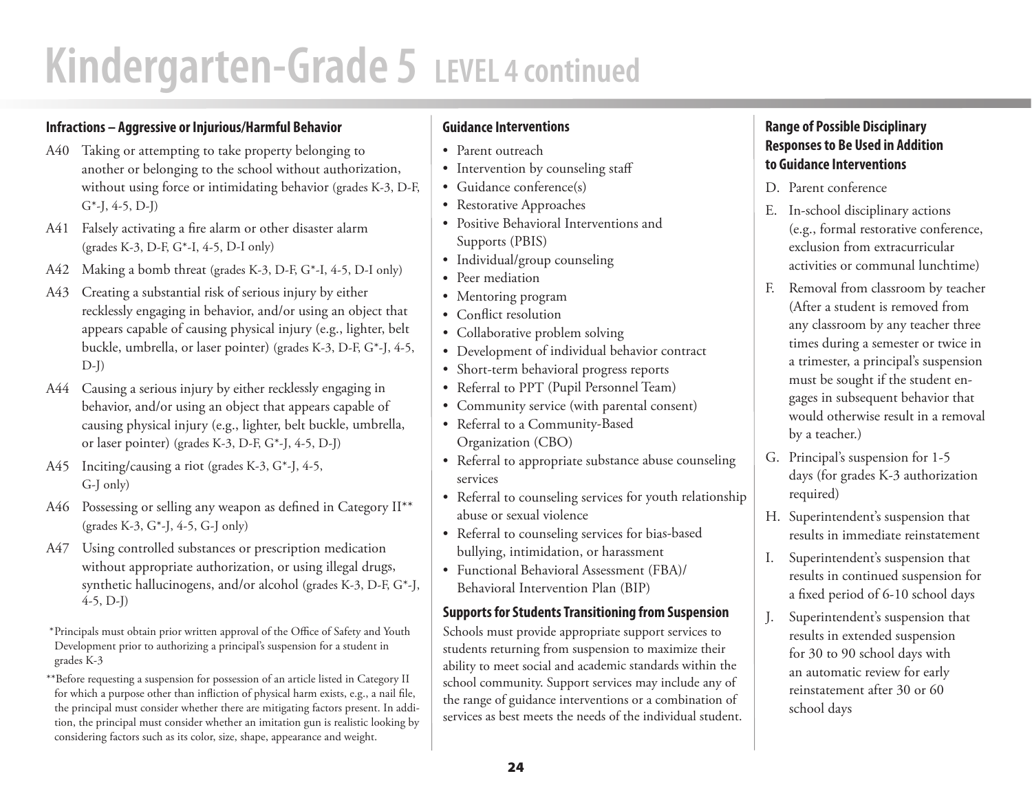# Kindergarten-Grade 5 LEVEL 4 continued

### Infractions – Aggressive or Injurious/Harmful Behavior

- A40 Taking or attempting to take property belonging to another or belonging to the school without authorization, without using force or intimidating behavior (grades K-3, D-F, G*-J, 4-5, D-J)
- A41 Falsely activating a fire alarm or other disaster alarm (grades K-3, D-F, G*-I, 4-5, D-I only)
- A42 Making a bomb threat (grades K-3, D-F, G*-I, 4-5, D-I only)
- A43 Creating a substantial risk of serious injury by either recklessly engaging in behavior, and/or using an object that appears capable of causing physical injury (e.g., lighter, belt buckle, umbrella, or laser pointer) (grades K-3, D-F, G*-J, 4-5, D-J)
- A44 Causing a serious injury by either recklessly engaging in behavior, and/or using an object that appears capable of causing physical injury (e.g., lighter, belt buckle, umbrella, or laser pointer) (grades K-3, D-F, G*-J, 4-5, D-J)
- A45 Inciting/causing a riot (grades K-3, G*-J, 4-5, G-J only)
- A46 Possessing or selling any weapon as defined in Category II** (grades K-3, G*-J, 4-5, G-J only)
- A47 Using controlled substances or prescription medication without appropriate authorization, or using illegal drugs, synthetic hallucinogens, and/or alcohol (grades K-3, D-F, G*-J, 4-5, D-J)

*Principals must obtain prior written approval of the Office of Safety and Youth Development prior to authorizing a principal's suspension for a student in grades K-3

**Before requesting a suspension for possession of an article listed in Category II for which a purpose other than infliction of physical harm exists, e.g., a nail file, the principal must consider whether there are mitigating factors present. In addition, the principal must consider whether an imitation gun is realistic looking by considering factors such as its color, size, shape, appearance and weight.

### Guidance Interventions

- Parent outreach
- Intervention by counseling staff
- Guidance conference(s)
- Restorative Approaches
- Positive Behavioral Interventions and Supports (PBIS)
- Individual/group counseling
- Peer mediation
- Mentoring program
- Conflict resolution
- Collaborative problem solving
- Development of individual behavior contract
- Short-term behavioral progress reports
- Referral to PPT (Pupil Personnel Team)
- Community service (with parental consent)
- Referral to a Community-Based Organization (CBO)
- Referral to appropriate substance abuse counseling services
- Referral to counseling services for youth relationship abuse or sexual violence
- Referral to counseling services for bias-based bullying, intimidation, or harassment
- Functional Behavioral Assessment (FBA)/ Behavioral Intervention Plan (BIP)

### Supports for Students Transitioning from Suspension

Schools must provide appropriate support services to students returning from suspension to maximize their ability to meet social and academic standards within the school community. Support services may include any of the range of guidance interventions or a combination of services as best meets the needs of the individual student.

### Range of Possible Disciplinary Responses to Be Used in Addition to Guidance Interventions

- D. Parent conference
- E. In-school disciplinary actions (e.g., formal restorative conference, exclusion from extracurricular activities or communal lunchtime)
- F. Removal from classroom by teacher (After a student is removed from any classroom by any teacher three times during a semester or twice in a trimester, a principal's suspension must be sought if the student engages in subsequent behavior that would otherwise result in a removal by a teacher.)
- G. Principal's suspension for 1-5 days (for grades K-3 authorization required)
- H. Superintendent's suspension that results in immediate reinstatement
- I. Superintendent's suspension that results in continued suspension for a fixed period of 6-10 school days
- J. Superintendent's suspension that results in extended suspension for 30 to 90 school days with an automatic review for early reinstatement after 30 or 60 school days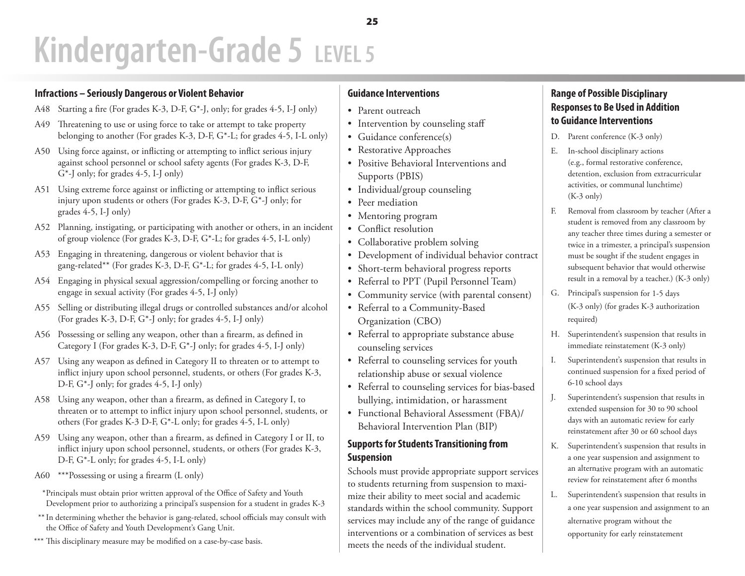# Kindergarten-Grade 5 LEVEL 5

## Infractions – Seriously Dangerous or Violent Behavior

A48 Starting a fire (For grades K-3, D-F, G*-J, only; for grades 4-5, I-J only)

A49 Threatening to use or using force to take or attempt to take property belonging to another (For grades K-3, D-F, G*-L; for grades 4-5, I-L only)

A50 Using force against, or inflicting or attempting to inflict serious injury against school personnel or school safety agents (For grades K-3, D-F, G*-J only; for grades 4-5, I-J only)

A51 Using extreme force against or inflicting or attempting to inflict serious injury upon students or others (For grades K-3, D-F, G*-J only; for grades 4-5, I-J only)

A52 Planning, instigating, or participating with another or others, in an incident of group violence (For grades K-3, D-F, G*-L; for grades 4-5, I-L only)

A53 Engaging in threatening, dangerous or violent behavior that is gang-related** (For grades K-3, D-F, G*-L; for grades 4-5, I-L only)

A54 Engaging in physical sexual aggression/compelling or forcing another to engage in sexual activity (For grades 4-5, I-J only)

A55 Selling or distributing illegal drugs or controlled substances and/or alcohol (For grades K-3, D-F, G*-J only; for grades 4-5, I-J only)

A56 Possessing or selling any weapon, other than a firearm, as defined in Category I (For grades K-3, D-F, G*-J only; for grades 4-5, I-J only)

A57 Using any weapon as defined in Category II to threaten or to attempt to inflict injury upon school personnel, students, or others (For grades K-3, D-F, G*-J only; for grades 4-5, I-J only)

A58 Using any weapon, other than a firearm, as defined in Category I, to threaten or to attempt to inflict injury upon school personnel, students, or others (For grades K-3 D-F, G*-L only; for grades 4-5, I-L only)

A59 Using any weapon, other than a firearm, as defined in Category I or II, to inflict injury upon school personnel, students, or others (For grades K-3, D-F, G*-L only; for grades 4-5, I-L only)

A60 ***Possessing or using a firearm (L only)

*Principals must obtain prior written approval of the Office of Safety and Youth Development prior to authorizing a principal's suspension for a student in grades K-3

** In determining whether the behavior is gang-related, school officials may consult with the Office of Safety and Youth Development's Gang Unit.

*** This disciplinary measure may be modified on a case-by-case basis.

## Guidance Interventions

- Parent outreach
- Intervention by counseling staff
- Guidance conference(s)
- Restorative Approaches
- Positive Behavioral Interventions and Supports (PBIS)
- Individual/group counseling
- Peer mediation
- Mentoring program
- Conflict resolution
- Collaborative problem solving
- Development of individual behavior contract
- Short-term behavioral progress reports
- Referral to PPT (Pupil Personnel Team)
- Community service (with parental consent)
- Referral to a Community-Based Organization (CBO)
- Referral to appropriate substance abuse counseling services
- Referral to counseling services for youth relationship abuse or sexual violence
- Referral to counseling services for bias-based bullying, intimidation, or harassment
- Functional Behavioral Assessment (FBA)/ Behavioral Intervention Plan (BIP)

## Supports for Students Transitioning from Suspension

Schools must provide appropriate support services to students returning from suspension to maximize their ability to meet social and academic standards within the school community. Support services may include any of the range of guidance interventions or a combination of services as best meets the needs of the individual student.

## Range of Possible Disciplinary Responses to Be Used in Addition to Guidance Interventions

D. Parent conference (K-3 only)

E. In-school disciplinary actions (e.g., formal restorative conference, detention, exclusion from extracurricular activities, or communal lunchtime) (K-3 only)

F. Removal from classroom by teacher (After a student is removed from any classroom by any teacher three times during a semester or twice in a trimester, a principal's suspension must be sought if the student engages in subsequent behavior that would otherwise result in a removal by a teacher.) (K-3 only)

G. Principal's suspension for 1-5 days (K-3 only) (for grades K-3 authorization required)

H. Superintendent's suspension that results in immediate reinstatement (K-3 only)

I. Superintendent's suspension that results in continued suspension for a fixed period of 6-10 school days

J. Superintendent's suspension that results in extended suspension for 30 to 90 school days with an automatic review for early reinstatement after 30 or 60 school days

K. Superintendent's suspension that results in a one year suspension and assignment to an alternative program with an automatic review for reinstatement after 6 months

L. Superintendent's suspension that results in a one year suspension and assignment to an alternative program without the opportunity for early reinstatement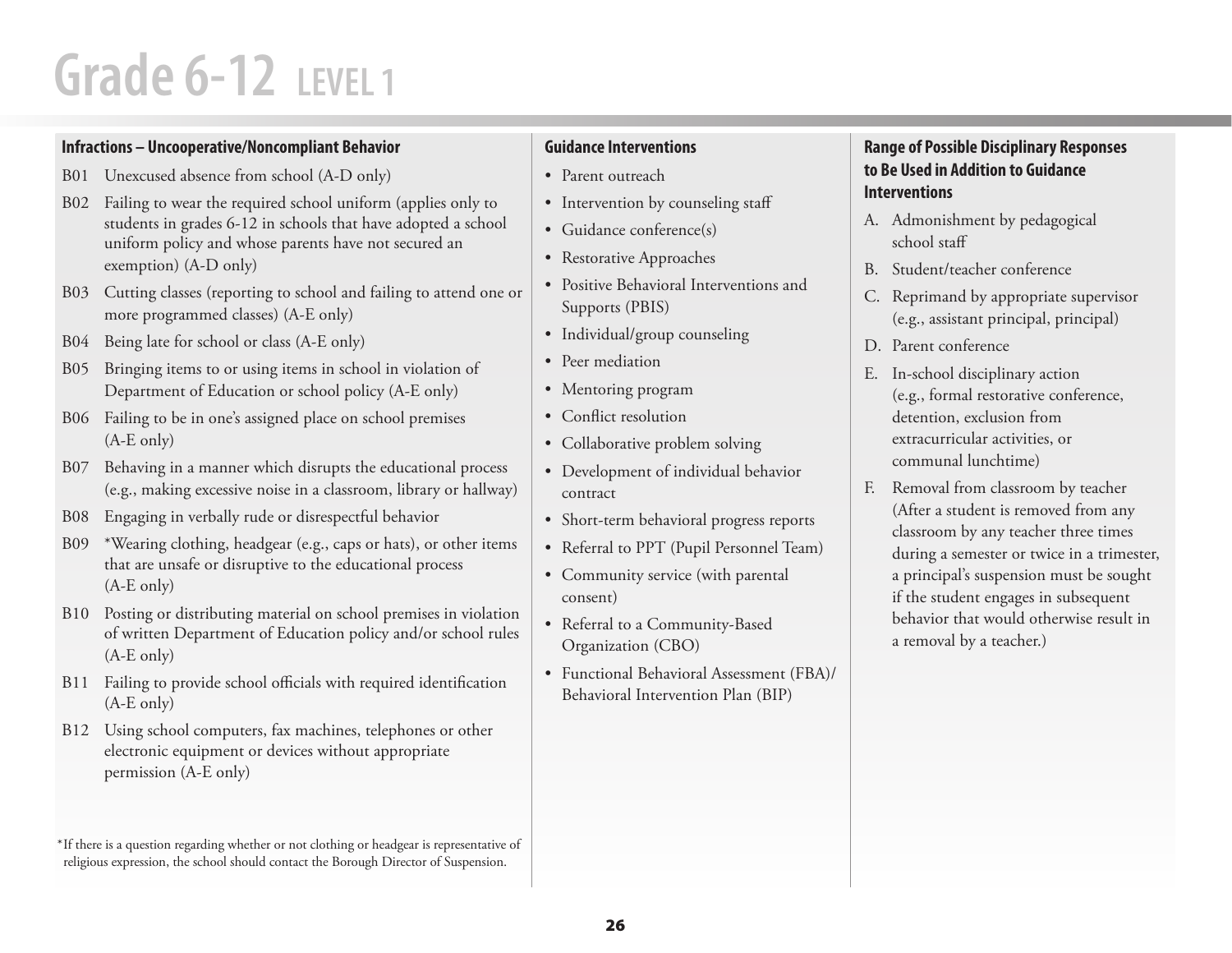# Grade 6-12 LEVEL 1

### Infractions – Uncooperative/Noncompliant Behavior

- B01 Unexcused absence from school (A-D only)
- B02 Failing to wear the required school uniform (applies only to students in grades 6-12 in schools that have adopted a school uniform policy and whose parents have not secured an exemption) (A-D only)
- B03 Cutting classes (reporting to school and failing to attend one or more programmed classes) (A-E only)
- B04 Being late for school or class (A-E only)
- B05 Bringing items to or using items in school in violation of Department of Education or school policy (A-E only)
- B06 Failing to be in one's assigned place on school premises (A-E only)
- B07 Behaving in a manner which disrupts the educational process (e.g., making excessive noise in a classroom, library or hallway)
- B08 Engaging in verbally rude or disrespectful behavior
- B09 *Wearing clothing, headgear (e.g., caps or hats), or other items that are unsafe or disruptive to the educational process (A-E only)
- B10 Posting or distributing material on school premises in violation of written Department of Education policy and/or school rules (A-E only)
- B11 Failing to provide school officials with required identification (A-E only)
- B12 Using school computers, fax machines, telephones or other electronic equipment or devices without appropriate permission (A-E only)

*If there is a question regarding whether or not clothing or headgear is representative of religious expression, the school should contact the Borough Director of Suspension.

### Guidance Interventions

- Parent outreach
- Intervention by counseling staff
- Guidance conference(s)
- Restorative Approaches
- Positive Behavioral Interventions and Supports (PBIS)
- Individual/group counseling
- Peer mediation
- Mentoring program
- Conflict resolution
- Collaborative problem solving
- Development of individual behavior contract
- Short-term behavioral progress reports
- Referral to PPT (Pupil Personnel Team)
- Community service (with parental consent)
- Referral to a Community-Based Organization (CBO)
- Functional Behavioral Assessment (FBA)/ Behavioral Intervention Plan (BIP)

### Range of Possible Disciplinary Responses to Be Used in Addition to Guidance Interventions

A. Admonishment by pedagogical school staff

B. Student/teacher conference

C. Reprimand by appropriate supervisor (e.g., assistant principal, principal)

D. Parent conference

E. In-school disciplinary action (e.g., formal restorative conference, detention, exclusion from extracurricular activities, or communal lunchtime)

F. Removal from classroom by teacher (After a student is removed from any classroom by any teacher three times during a semester or twice in a trimester, a principal's suspension must be sought if the student engages in subsequent behavior that would otherwise result in a removal by a teacher.)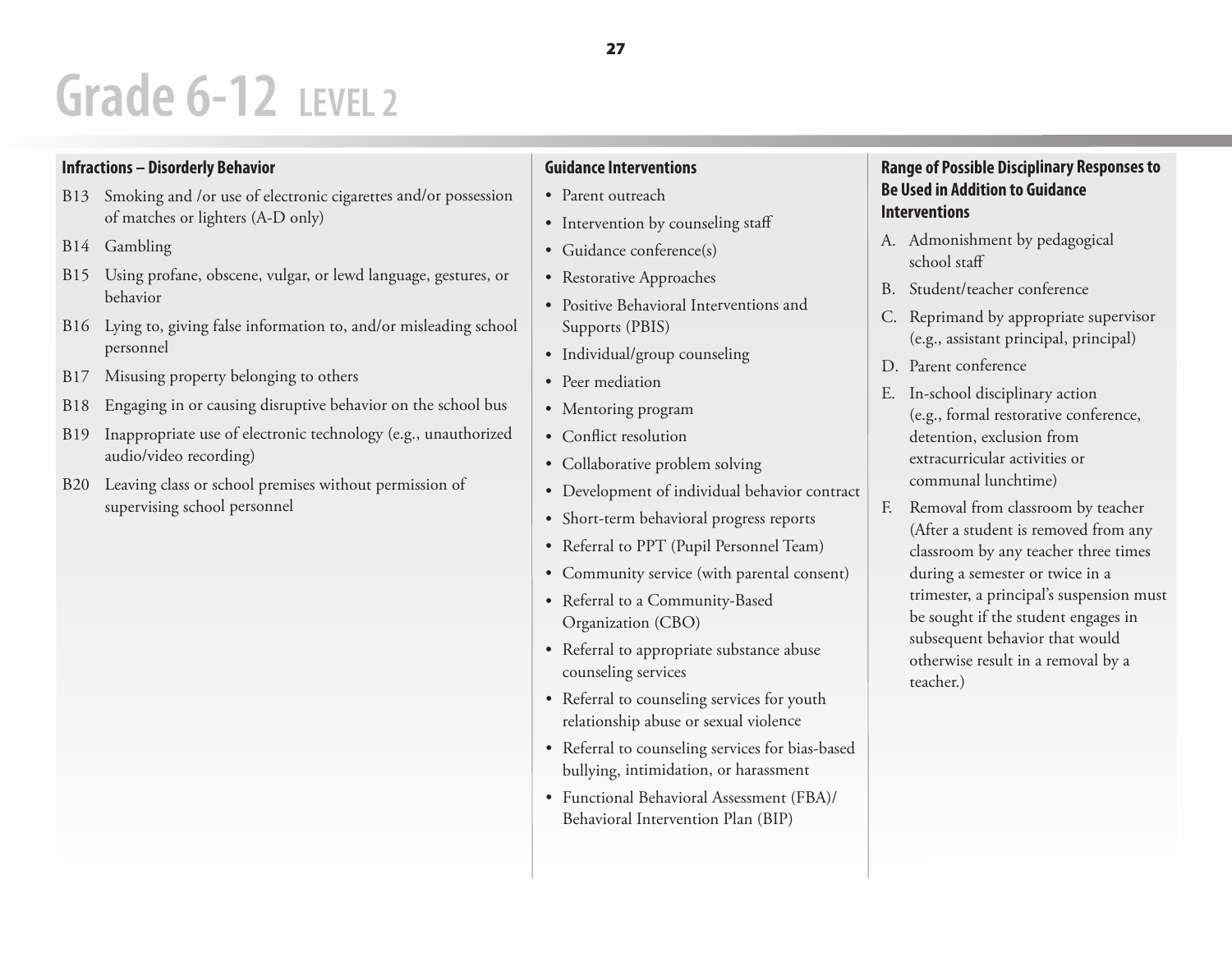# Grade 6-12 LEVEL 2

### Infractions – Disorderly Behavior

- B13 Smoking and /or use of electronic cigarettes and/or possession of matches or lighters (A-D only)
- B14 Gambling
- B15 Using profane, obscene, vulgar, or lewd language, gestures, or behavior
- B16 Lying to, giving false information to, and/or misleading school personnel
- B17 Misusing property belonging to others
- B18 Engaging in or causing disruptive behavior on the school bus
- B19 Inappropriate use of electronic technology (e.g., unauthorized audio/video recording)
- B20 Leaving class or school premises without permission of supervising school personnel

### Guidance Interventions

- Parent outreach
- Intervention by counseling staff
- Guidance conference(s)
- Restorative Approaches
- Positive Behavioral Interventions and Supports (PBIS)
- Individual/group counseling
- Peer mediation
- Mentoring program
- Conflict resolution
- Collaborative problem solving
- Development of individual behavior contract
- Short-term behavioral progress reports
- Referral to PPT (Pupil Personnel Team)
- Community service (with parental consent)
- Referral to a Community-Based Organization (CBO)
- Referral to appropriate substance abuse counseling services
- Referral to counseling services for youth relationship abuse or sexual violence
- Referral to counseling services for bias-based bullying, intimidation, or harassment
- Functional Behavioral Assessment (FBA)/ Behavioral Intervention Plan (BIP)

### Range of Possible Disciplinary Responses to Be Used in Addition to Guidance Interventions

A. Admonishment by pedagogical school staff

B. Student/teacher conference

C. Reprimand by appropriate supervisor (e.g., assistant principal, principal)

D. Parent conference

E. In-school disciplinary action (e.g., formal restorative conference, detention, exclusion from extracurricular activities or communal lunchtime)

F. Removal from classroom by teacher (After a student is removed from any classroom by any teacher three times during a semester or twice in a trimester, a principal's suspension must be sought if the student engages in subsequent behavior that would otherwise result in a removal by a teacher.)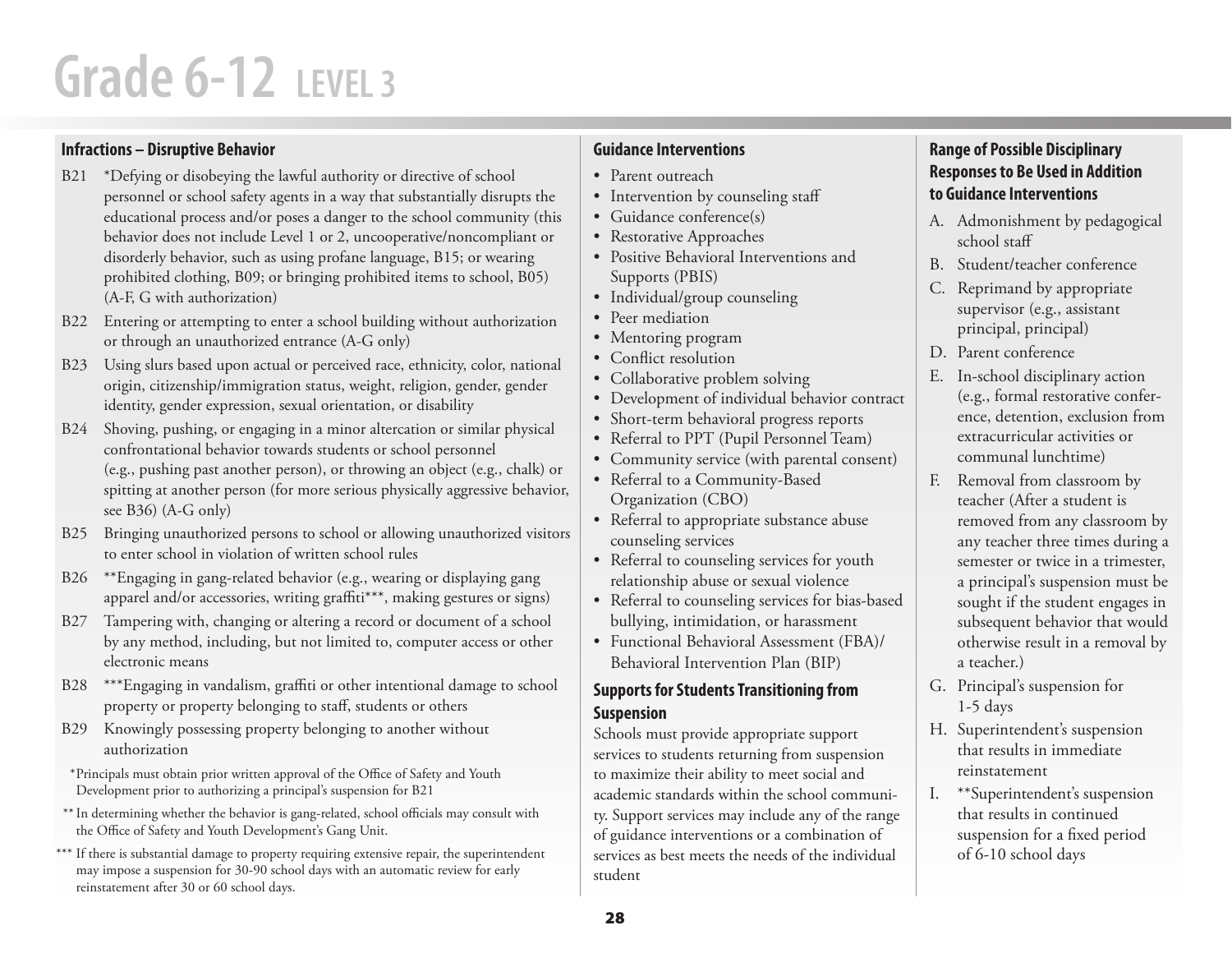# Grade 6-12 LEVEL 3

## Infractions – Disruptive Behavior

B21 *Defying or disobeying the lawful authority or directive of school personnel or school safety agents in a way that substantially disrupts the educational process and/or poses a danger to the school community (this behavior does not include Level 1 or 2, uncooperative/noncompliant or disorderly behavior, such as using profane language, B15; or wearing prohibited clothing, B09; or bringing prohibited items to school, B05) (A-F, G with authorization)

B22 Entering or attempting to enter a school building without authorization or through an unauthorized entrance (A-G only)

B23 Using slurs based upon actual or perceived race, ethnicity, color, national origin, citizenship/immigration status, weight, religion, gender, gender identity, gender expression, sexual orientation, or disability

B24 Shoving, pushing, or engaging in a minor altercation or similar physical confrontational behavior towards students or school personnel (e.g., pushing past another person), or throwing an object (e.g., chalk) or spitting at another person (for more serious physically aggressive behavior, see B36) (A-G only)

B25 Bringing unauthorized persons to school or allowing unauthorized visitors to enter school in violation of written school rules

B26 **Engaging in gang-related behavior (e.g., wearing or displaying gang apparel and/or accessories, writing graffiti***, making gestures or signs)

B27 Tampering with, changing or altering a record or document of a school by any method, including, but not limited to, computer access or other electronic means

B28 ***Engaging in vandalism, graffiti or other intentional damage to school property or property belonging to staff, students or others

B29 Knowingly possessing property belonging to another without authorization

*Principals must obtain prior written approval of the Office of Safety and Youth Development prior to authorizing a principal's suspension for B21

** In determining whether the behavior is gang-related, school officials may consult with the Office of Safety and Youth Development's Gang Unit.

*** If there is substantial damage to property requiring extensive repair, the superintendent may impose a suspension for 30-90 school days with an automatic review for early reinstatement after 30 or 60 school days.

## Guidance Interventions

- Parent outreach
- Intervention by counseling staff
- Guidance conference(s)
- Restorative Approaches
- Positive Behavioral Interventions and Supports (PBIS)
- Individual/group counseling
- Peer mediation
- Mentoring program
- Conflict resolution
- Collaborative problem solving
- Development of individual behavior contract
- Short-term behavioral progress reports
- Referral to PPT (Pupil Personnel Team)
- Community service (with parental consent)
- Referral to a Community-Based Organization (CBO)
- Referral to appropriate substance abuse counseling services
- Referral to counseling services for youth relationship abuse or sexual violence
- Referral to counseling services for bias-based bullying, intimidation, or harassment
- Functional Behavioral Assessment (FBA)/ Behavioral Intervention Plan (BIP)

## Supports for Students Transitioning from Suspension

Schools must provide appropriate support services to students returning from suspension to maximize their ability to meet social and academic standards within the school community. Support services may include any of the range of guidance interventions or a combination of services as best meets the needs of the individual student

## Range of Possible Disciplinary Responses to Be Used in Addition to Guidance Interventions

A. Admonishment by pedagogical school staff

B. Student/teacher conference

C. Reprimand by appropriate supervisor (e.g., assistant principal, principal)

D. Parent conference

E. In-school disciplinary action (e.g., formal restorative conference, detention, exclusion from extracurricular activities or communal lunchtime)

F. Removal from classroom by teacher (After a student is removed from any classroom by any teacher three times during a semester or twice in a trimester, a principal's suspension must be sought if the student engages in subsequent behavior that would otherwise result in a removal by a teacher.)

G. Principal's suspension for 1-5 days

H. Superintendent's suspension that results in immediate reinstatement

I. **Superintendent's suspension that results in continued suspension for a fixed period of 6-10 school days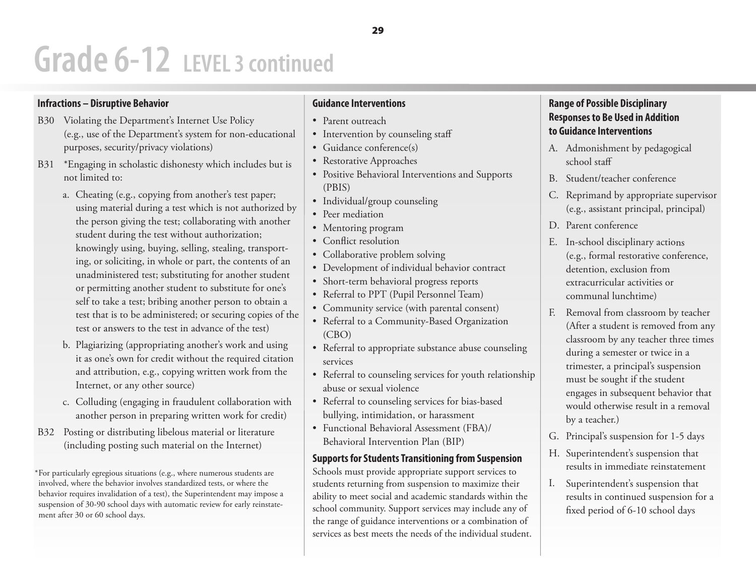# Grade 6-12 LEVEL 3 continued

### Infractions – Disruptive Behavior

B30 Violating the Department's Internet Use Policy (e.g., use of the Department's system for non-educational purposes, security/privacy violations)

B31 *Engaging in scholastic dishonesty which includes but is not limited to:

a. Cheating (e.g., copying from another's test paper; using material during a test which is not authorized by the person giving the test; collaborating with another student during the test without authorization; knowingly using, buying, selling, stealing, transporting, or soliciting, in whole or part, the contents of an unadministered test; substituting for another student or permitting another student to substitute for one's self to take a test; bribing another person to obtain a test that is to be administered; or securing copies of the test or answers to the test in advance of the test)

b. Plagiarizing (appropriating another's work and using it as one's own for credit without the required citation and attribution, e.g., copying written work from the Internet, or any other source)

c. Colluding (engaging in fraudulent collaboration with another person in preparing written work for credit)

B32 Posting or distributing libelous material or literature (including posting such material on the Internet)

*For particularly egregious situations (e.g., where numerous students are involved, where the behavior involves standardized tests, or where the behavior requires invalidation of a test), the Superintendent may impose a suspension of 30-90 school days with automatic review for early reinstatement after 30 or 60 school days.

### Guidance Interventions

- Parent outreach
- Intervention by counseling staff
- Guidance conference(s)
- Restorative Approaches
- Positive Behavioral Interventions and Supports (PBIS)
- Individual/group counseling
- Peer mediation
- Mentoring program
- Conflict resolution
- Collaborative problem solving
- Development of individual behavior contract
- Short-term behavioral progress reports
- Referral to PPT (Pupil Personnel Team)
- Community service (with parental consent)
- Referral to a Community-Based Organization (CBO)
- Referral to appropriate substance abuse counseling services
- Referral to counseling services for youth relationship abuse or sexual violence
- Referral to counseling services for bias-based bullying, intimidation, or harassment
- Functional Behavioral Assessment (FBA)/ Behavioral Intervention Plan (BIP)

### Supports for Students Transitioning from Suspension

Schools must provide appropriate support services to students returning from suspension to maximize their ability to meet social and academic standards within the school community. Support services may include any of the range of guidance interventions or a combination of services as best meets the needs of the individual student.

### Range of Possible Disciplinary Responses to Be Used in Addition to Guidance Interventions

A. Admonishment by pedagogical school staff

B. Student/teacher conference

C. Reprimand by appropriate supervisor (e.g., assistant principal, principal)

D. Parent conference

E. In-school disciplinary actions (e.g., formal restorative conference, detention, exclusion from extracurricular activities or communal lunchtime)

F. Removal from classroom by teacher (After a student is removed from any classroom by any teacher three times during a semester or twice in a trimester, a principal's suspension must be sought if the student engages in subsequent behavior that would otherwise result in a removal by a teacher.)

G. Principal's suspension for 1-5 days

H. Superintendent's suspension that results in immediate reinstatement

I. Superintendent's suspension that results in continued suspension for a fixed period of 6-10 school days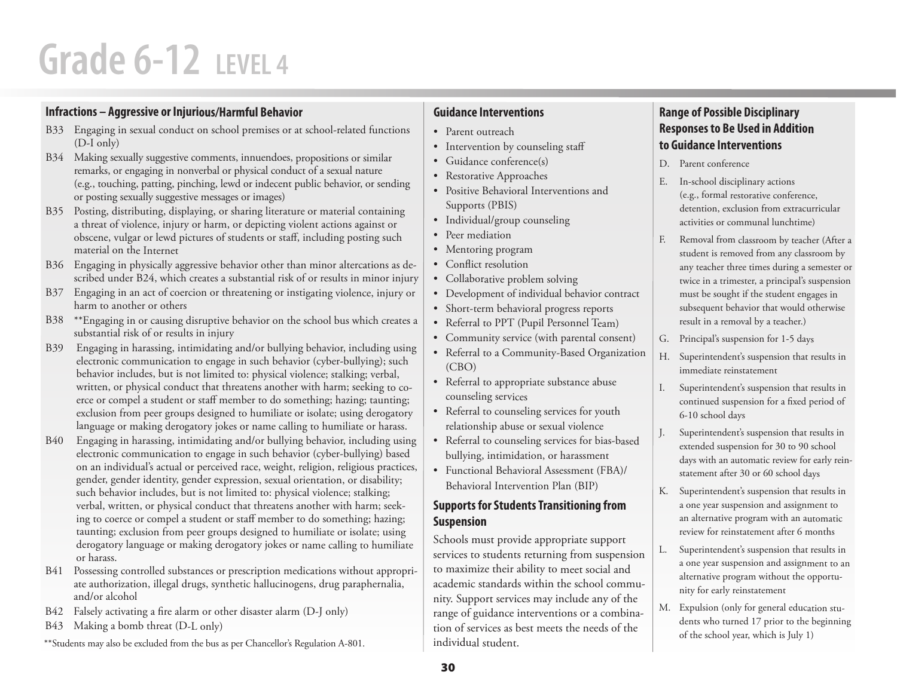# Grade 6-12 LEVEL 4

## Infractions – Aggressive or Injurious/Harmful Behavior

- B33 Engaging in sexual conduct on school premises or at school-related functions (D-I only)
- B34 Making sexually suggestive comments, innuendoes, propositions or similar remarks, or engaging in nonverbal or physical conduct of a sexual nature (e.g., touching, patting, pinching, lewd or indecent public behavior, or sending or posting sexually suggestive messages or images)
- B35 Posting, distributing, displaying, or sharing literature or material containing a threat of violence, injury or harm, or depicting violent actions against or obscene, vulgar or lewd pictures of students or staff, including posting such material on the Internet
- B36 Engaging in physically aggressive behavior other than minor altercations as described under B24, which creates a substantial risk of or results in minor injury
- B37 Engaging in an act of coercion or threatening or instigating violence, injury or harm to another or others
- B38 **Engaging in or causing disruptive behavior on the school bus which creates a substantial risk of or results in injury
- B39 Engaging in harassing, intimidating and/or bullying behavior, including using electronic communication to engage in such behavior (cyber-bullying); such behavior includes, but is not limited to: physical violence; stalking; verbal, written, or physical conduct that threatens another with harm; seeking to coerce or compel a student or staff member to do something; hazing; taunting; exclusion from peer groups designed to humiliate or isolate; using derogatory language or making derogatory jokes or name calling to humiliate or harass.
- B40 Engaging in harassing, intimidating and/or bullying behavior, including using electronic communication to engage in such behavior (cyber-bullying) based on an individual's actual or perceived race, weight, religion, religious practices, gender, gender identity, gender expression, sexual orientation, or disability; such behavior includes, but is not limited to: physical violence; stalking; verbal, written, or physical conduct that threatens another with harm; seeking to coerce or compel a student or staff member to do something; hazing; taunting; exclusion from peer groups designed to humiliate or isolate; using derogatory language or making derogatory jokes or name calling to humiliate or harass.
- B41 Possessing controlled substances or prescription medications without appropriate authorization, illegal drugs, synthetic hallucinogens, drug paraphernalia, and/or alcohol
- B42 Falsely activating a fire alarm or other disaster alarm (D-J only)
- B43 Making a bomb threat (D-L only)

**Students may also be excluded from the bus as per Chancellor's Regulation A-801.

## Guidance Interventions

- Parent outreach
- Intervention by counseling staff
- Guidance conference(s)
- Restorative Approaches
- Positive Behavioral Interventions and Supports (PBIS)
- Individual/group counseling
- Peer mediation
- Mentoring program
- Conflict resolution
- Collaborative problem solving
- Development of individual behavior contract
- Short-term behavioral progress reports
- Referral to PPT (Pupil Personnel Team)
- Community service (with parental consent)
- Referral to a Community-Based Organization (CBO)
- Referral to appropriate substance abuse counseling services
- Referral to counseling services for youth relationship abuse or sexual violence
- Referral to counseling services for bias-based bullying, intimidation, or harassment
- Functional Behavioral Assessment (FBA)/ Behavioral Intervention Plan (BIP)

## Supports for Students Transitioning from Suspension

Schools must provide appropriate support services to students returning from suspension to maximize their ability to meet social and academic standards within the school community. Support services may include any of the range of guidance interventions or a combination of services as best meets the needs of the individual student.

## Range of Possible Disciplinary Responses to Be Used in Addition to Guidance Interventions

- D. Parent conference
- E. In-school disciplinary actions (e.g., formal restorative conference, detention, exclusion from extracurricular activities or communal lunchtime)
- F. Removal from classroom by teacher (After a student is removed from any classroom by any teacher three times during a semester or twice in a trimester, a principal's suspension must be sought if the student engages in subsequent behavior that would otherwise result in a removal by a teacher.)
- G. Principal's suspension for 1-5 days
- H. Superintendent's suspension that results in immediate reinstatement
- I. Superintendent's suspension that results in continued suspension for a fixed period of 6-10 school days
- J. Superintendent's suspension that results in extended suspension for 30 to 90 school days with an automatic review for early reinstatement after 30 or 60 school days
- K. Superintendent's suspension that results in a one year suspension and assignment to an alternative program with an automatic review for reinstatement after 6 months
- L. Superintendent's suspension that results in a one year suspension and assignment to an alternative program without the opportunity for early reinstatement
- M. Expulsion (only for general education students who turned 17 prior to the beginning of the school year, which is July 1)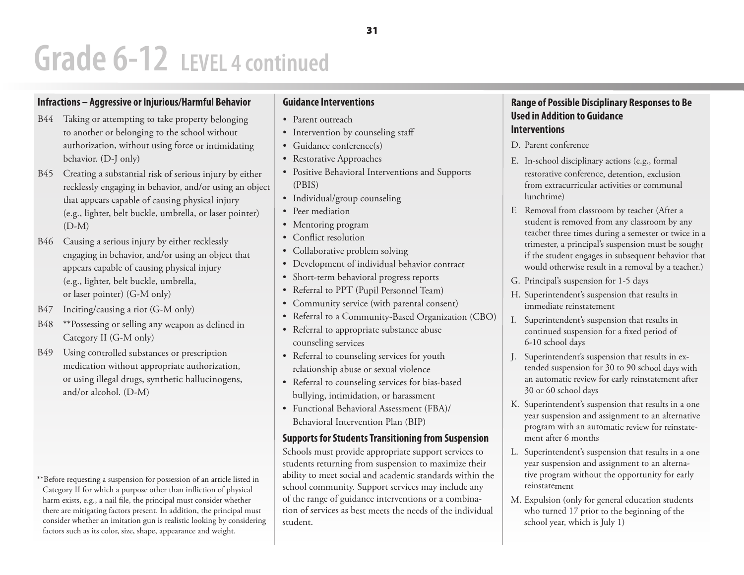# Grade 6-12 LEVEL 4 continued

## Infractions – Aggressive or Injurious/Harmful Behavior

B44 Taking or attempting to take property belonging to another or belonging to the school without authorization, without using force or intimidating behavior. (D-J only)

B45 Creating a substantial risk of serious injury by either recklessly engaging in behavior, and/or using an object that appears capable of causing physical injury (e.g., lighter, belt buckle, umbrella, or laser pointer) (D-M)

B46 Causing a serious injury by either recklessly engaging in behavior, and/or using an object that appears capable of causing physical injury (e.g., lighter, belt buckle, umbrella, or laser pointer) (G-M only)

B47 Inciting/causing a riot (G-M only)

B48 **Possessing or selling any weapon as defined in Category II (G-M only)

B49 Using controlled substances or prescription medication without appropriate authorization, or using illegal drugs, synthetic hallucinogens, and/or alcohol. (D-M)

**Before requesting a suspension for possession of an article listed in Category II for which a purpose other than infliction of physical harm exists, e.g., a nail file, the principal must consider whether there are mitigating factors present. In addition, the principal must consider whether an imitation gun is realistic looking by considering factors such as its color, size, shape, appearance and weight.

## Guidance Interventions

- Parent outreach
- Intervention by counseling staff
- Guidance conference(s)
- Restorative Approaches
- Positive Behavioral Interventions and Supports (PBIS)
- Individual/group counseling
- Peer mediation
- Mentoring program
- Conflict resolution
- Collaborative problem solving
- Development of individual behavior contract
- Short-term behavioral progress reports
- Referral to PPT (Pupil Personnel Team)
- Community service (with parental consent)
- Referral to a Community-Based Organization (CBO)
- Referral to appropriate substance abuse counseling services
- Referral to counseling services for youth relationship abuse or sexual violence
- Referral to counseling services for bias-based bullying, intimidation, or harassment
- Functional Behavioral Assessment (FBA)/ Behavioral Intervention Plan (BIP)

### Supports for Students Transitioning from Suspension

Schools must provide appropriate support services to students returning from suspension to maximize their ability to meet social and academic standards within the school community. Support services may include any of the range of guidance interventions or a combination of services as best meets the needs of the individual student.

## Range of Possible Disciplinary Responses to Be Used in Addition to Guidance Interventions

D. Parent conference

E. In-school disciplinary actions (e.g., formal restorative conference, detention, exclusion from extracurricular activities or communal lunchtime)

F. Removal from classroom by teacher (After a student is removed from any classroom by any teacher three times during a semester or twice in a trimester, a principal's suspension must be sought if the student engages in subsequent behavior that would otherwise result in a removal by a teacher.)

G. Principal's suspension for 1-5 days

H. Superintendent's suspension that results in immediate reinstatement

I. Superintendent's suspension that results in continued suspension for a fixed period of 6-10 school days

J. Superintendent's suspension that results in extended suspension for 30 to 90 school days with an automatic review for early reinstatement after 30 or 60 school days

K. Superintendent's suspension that results in a one year suspension and assignment to an alternative program with an automatic review for reinstatement after 6 months

L. Superintendent's suspension that results in a one year suspension and assignment to an alternative program without the opportunity for early reinstatement

M. Expulsion (only for general education students who turned 17 prior to the beginning of the school year, which is July 1)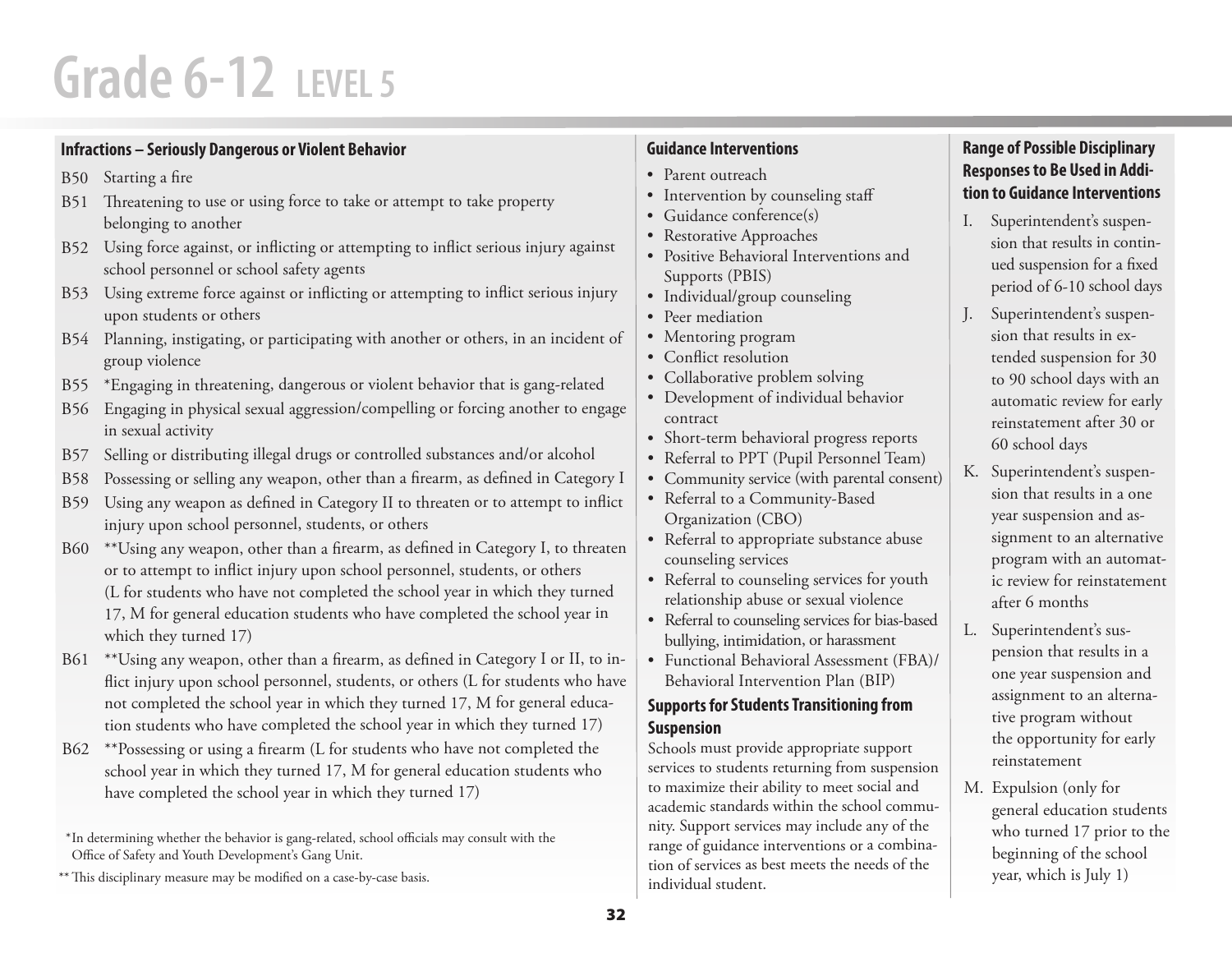# Grade 6-12 LEVEL 5

### Infractions – Seriously Dangerous or Violent Behavior

B50 Starting a fire

B51 Threatening to use or using force to take or attempt to take property belonging to another

B52 Using force against, or inflicting or attempting to inflict serious injury against school personnel or school safety agents

B53 Using extreme force against or inflicting or attempting to inflict serious injury upon students or others

B54 Planning, instigating, or participating with another or others, in an incident of group violence

B55 *Engaging in threatening, dangerous or violent behavior that is gang-related

B56 Engaging in physical sexual aggression/compelling or forcing another to engage in sexual activity

B57 Selling or distributing illegal drugs or controlled substances and/or alcohol

B58 Possessing or selling any weapon, other than a firearm, as defined in Category I

B59 Using any weapon as defined in Category II to threaten or to attempt to inflict injury upon school personnel, students, or others

B60 **Using any weapon, other than a firearm, as defined in Category I, to threaten or to attempt to inflict injury upon school personnel, students, or others (L for students who have not completed the school year in which they turned 17, M for general education students who have completed the school year in which they turned 17)

B61 **Using any weapon, other than a firearm, as defined in Category I or II, to inflict injury upon school personnel, students, or others (L for students who have not completed the school year in which they turned 17, M for general education students who have completed the school year in which they turned 17)

B62 **Possessing or using a firearm (L for students who have not completed the school year in which they turned 17, M for general education students who have completed the school year in which they turned 17)

*In determining whether the behavior is gang-related, school officials may consult with the Office of Safety and Youth Development's Gang Unit.

** This disciplinary measure may be modified on a case-by-case basis.

### Guidance Interventions

- Parent outreach
- Intervention by counseling staff
- Guidance conference(s)
- Restorative Approaches
- Positive Behavioral Interventions and Supports (PBIS)
- Individual/group counseling
- Peer mediation
- Mentoring program
- Conflict resolution
- Collaborative problem solving
- Development of individual behavior contract
- Short-term behavioral progress reports
- Referral to PPT (Pupil Personnel Team)
- Community service (with parental consent)
- Referral to a Community-Based Organization (CBO)
- Referral to appropriate substance abuse counseling services
- Referral to counseling services for youth relationship abuse or sexual violence
- Referral to counseling services for bias-based bullying, intimidation, or harassment
- Functional Behavioral Assessment (FBA)/ Behavioral Intervention Plan (BIP)

### Supports for Students Transitioning from Suspension

Schools must provide appropriate support services to students returning from suspension to maximize their ability to meet social and academic standards within the school community. Support services may include any of the range of guidance interventions or a combination of services as best meets the needs of the individual student.

### Range of Possible Disciplinary Responses to Be Used in Addition to Guidance Interventions

I. Superintendent's suspension that results in continued suspension for a fixed period of 6-10 school days

J. Superintendent's suspension that results in extended suspension for 30 to 90 school days with an automatic review for early reinstatement after 30 or 60 school days

K. Superintendent's suspension that results in a one year suspension and assignment to an alternative program with an automatic review for reinstatement after 6 months

L. Superintendent's suspension that results in a one year suspension and assignment to an alternative program without the opportunity for early reinstatement

M. Expulsion (only for general education students who turned 17 prior to the beginning of the school year, which is July 1)